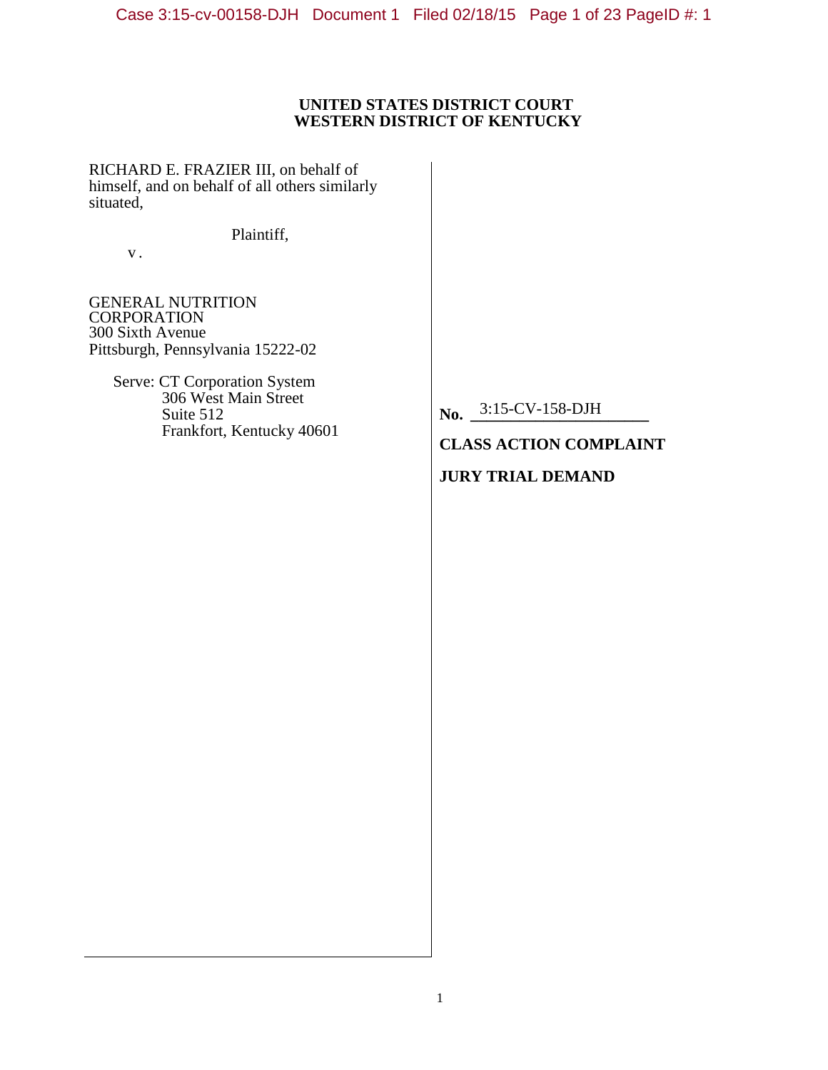**UNITED STATES DISTRICT COURT**
**WESTERN DISTRICT OF KENTUCKY**

RICHARD E. FRAZIER III, on behalf of himself, and on behalf of all others similarly situated,

Plaintiff,

v.

GENERAL NUTRITION CORPORATION
300 Sixth Avenue
Pittsburgh, Pennsylvania 15222-02

Serve: CT Corporation System
306 West Main Street
Suite 512
Frankfort, Kentucky 40601

**No.** 3:15-CV-158-DJH

**CLASS ACTION COMPLAINT**

**JURY TRIAL DEMAND**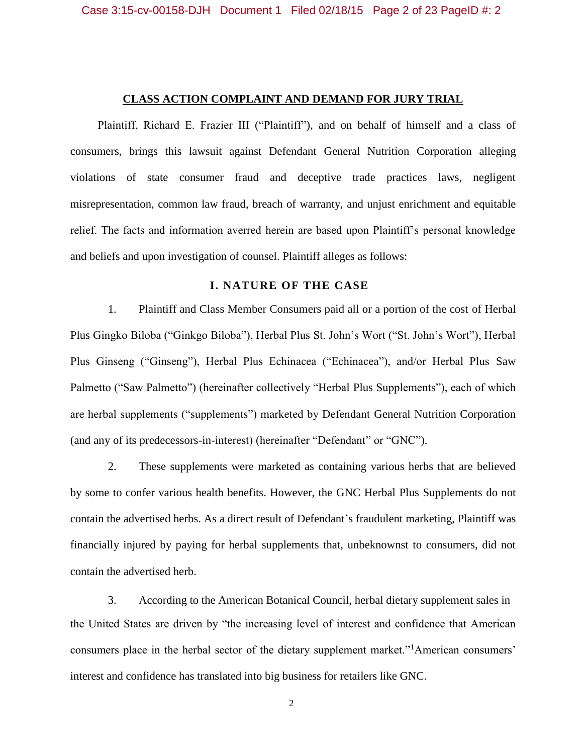## CLASS ACTION COMPLAINT AND DEMAND FOR JURY TRIAL

Plaintiff, Richard E. Frazier III ("Plaintiff"), and on behalf of himself and a class of consumers, brings this lawsuit against Defendant General Nutrition Corporation alleging violations of state consumer fraud and deceptive trade practices laws, negligent misrepresentation, common law fraud, breach of warranty, and unjust enrichment and equitable relief. The facts and information averred herein are based upon Plaintiff's personal knowledge and beliefs and upon investigation of counsel. Plaintiff alleges as follows:

### I. NATURE OF THE CASE

1. Plaintiff and Class Member Consumers paid all or a portion of the cost of Herbal Plus Gingko Biloba ("Ginkgo Biloba"), Herbal Plus St. John's Wort ("St. John's Wort"), Herbal Plus Ginseng ("Ginseng"), Herbal Plus Echinacea ("Echinacea"), and/or Herbal Plus Saw Palmetto ("Saw Palmetto") (hereinafter collectively "Herbal Plus Supplements"), each of which are herbal supplements ("supplements") marketed by Defendant General Nutrition Corporation (and any of its predecessors-in-interest) (hereinafter "Defendant" or "GNC").

2. These supplements were marketed as containing various herbs that are believed by some to confer various health benefits. However, the GNC Herbal Plus Supplements do not contain the advertised herbs. As a direct result of Defendant's fraudulent marketing, Plaintiff was financially injured by paying for herbal supplements that, unbeknownst to consumers, did not contain the advertised herb.

3. According to the American Botanical Council, herbal dietary supplement sales in the United States are driven by "the increasing level of interest and confidence that American consumers place in the herbal sector of the dietary supplement market."[1] American consumers' interest and confidence has translated into big business for retailers like GNC.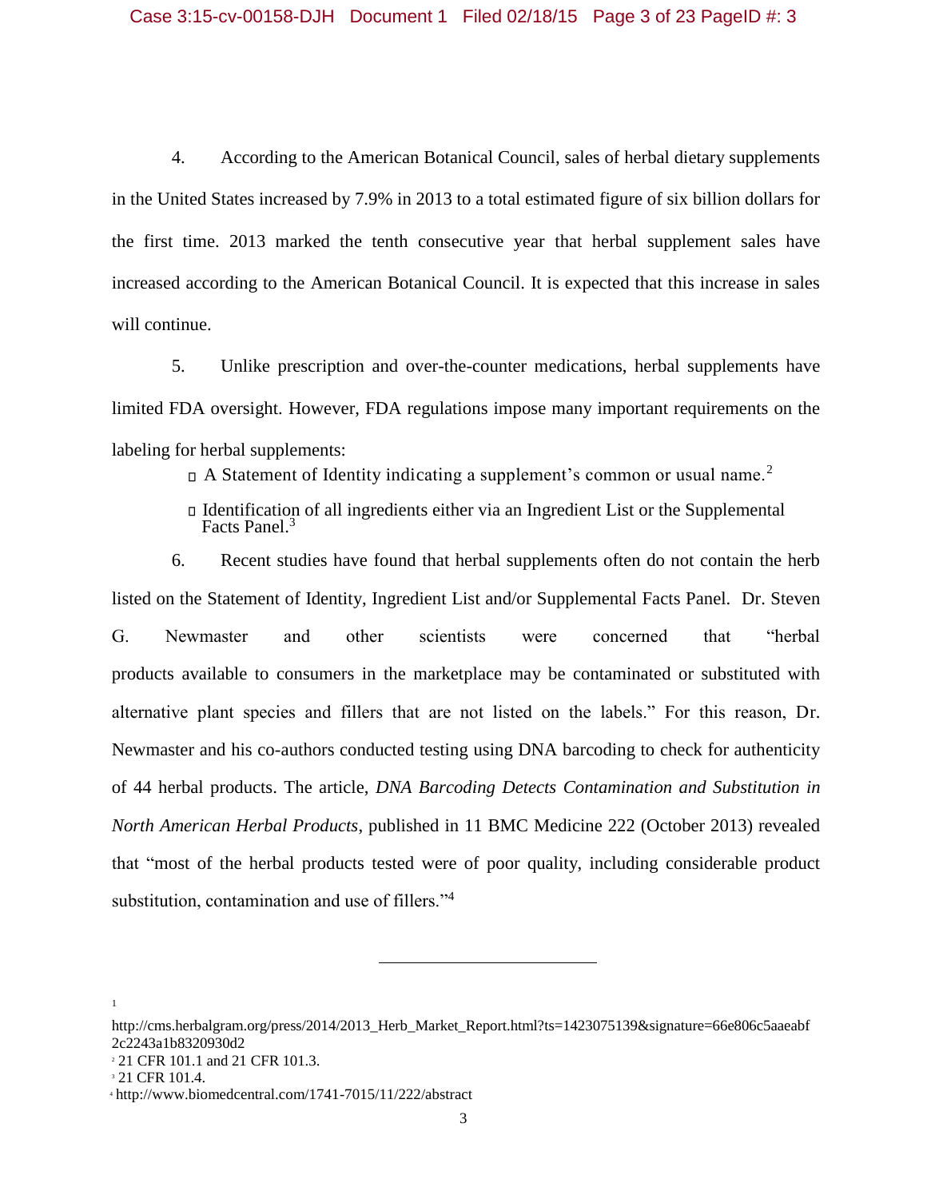4. According to the American Botanical Council, sales of herbal dietary supplements in the United States increased by 7.9% in 2013 to a total estimated figure of six billion dollars for the first time. 2013 marked the tenth consecutive year that herbal supplement sales have increased according to the American Botanical Council. It is expected that this increase in sales will continue.

5. Unlike prescription and over-the-counter medications, herbal supplements have limited FDA oversight. However, FDA regulations impose many important requirements on the labeling for herbal supplements:

- A Statement of Identity indicating a supplement's common or usual name.[2]
- Identification of all ingredients either via an Ingredient List or the Supplemental Facts Panel.[3]

6. Recent studies have found that herbal supplements often do not contain the herb listed on the Statement of Identity, Ingredient List and/or Supplemental Facts Panel. Dr. Steven G. Newmaster and other scientists were concerned that "herbal products available to consumers in the marketplace may be contaminated or substituted with alternative plant species and fillers that are not listed on the labels." For this reason, Dr. Newmaster and his co-authors conducted testing using DNA barcoding to check for authenticity of 44 herbal products. The article, *DNA Barcoding Detects Contamination and Substitution in North American Herbal Products*, published in 11 BMC Medicine 222 (October 2013) revealed that "most of the herbal products tested were of poor quality, including considerable product substitution, contamination and use of fillers."[4]

---

[1] http://cms.herbalgram.org/press/2014/2013_Herb_Market_Report.html?ts=1423075139&signature=66e806c5aaeabf2c2243a1b8320930d2

[2] 21 CFR 101.1 and 21 CFR 101.3.

[3] 21 CFR 101.4.

[4] http://www.biomedcentral.com/1741-7015/11/222/abstract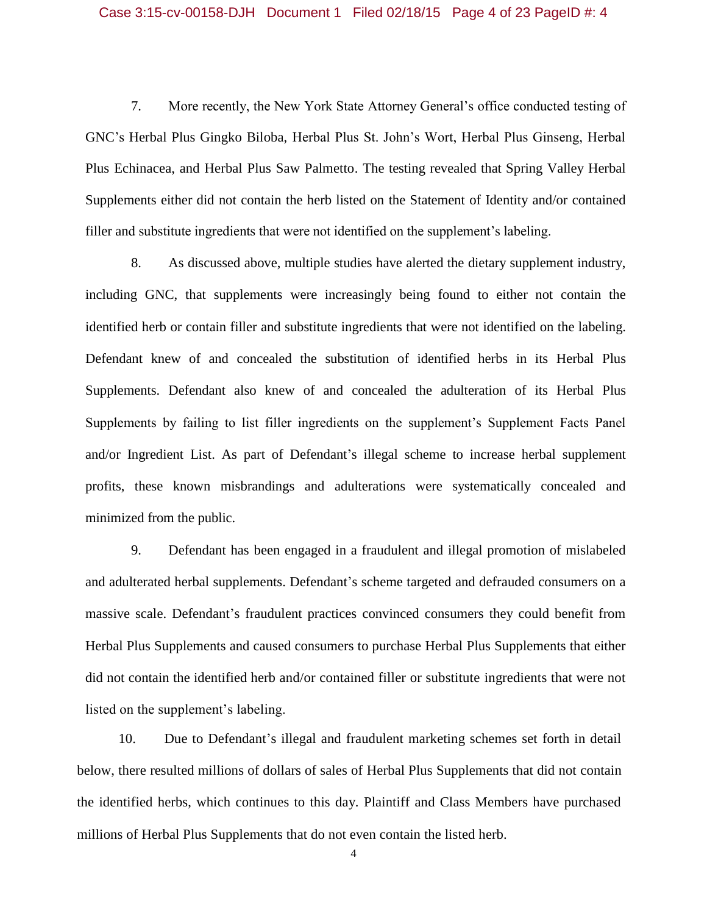7. More recently, the New York State Attorney General's office conducted testing of GNC's Herbal Plus Gingko Biloba, Herbal Plus St. John's Wort, Herbal Plus Ginseng, Herbal Plus Echinacea, and Herbal Plus Saw Palmetto. The testing revealed that Spring Valley Herbal Supplements either did not contain the herb listed on the Statement of Identity and/or contained filler and substitute ingredients that were not identified on the supplement's labeling.

8. As discussed above, multiple studies have alerted the dietary supplement industry, including GNC, that supplements were increasingly being found to either not contain the identified herb or contain filler and substitute ingredients that were not identified on the labeling. Defendant knew of and concealed the substitution of identified herbs in its Herbal Plus Supplements. Defendant also knew of and concealed the adulteration of its Herbal Plus Supplements by failing to list filler ingredients on the supplement's Supplement Facts Panel and/or Ingredient List. As part of Defendant's illegal scheme to increase herbal supplement profits, these known misbrandings and adulterations were systematically concealed and minimized from the public.

9. Defendant has been engaged in a fraudulent and illegal promotion of mislabeled and adulterated herbal supplements. Defendant's scheme targeted and defrauded consumers on a massive scale. Defendant's fraudulent practices convinced consumers they could benefit from Herbal Plus Supplements and caused consumers to purchase Herbal Plus Supplements that either did not contain the identified herb and/or contained filler or substitute ingredients that were not listed on the supplement's labeling.

10. Due to Defendant's illegal and fraudulent marketing schemes set forth in detail below, there resulted millions of dollars of sales of Herbal Plus Supplements that did not contain the identified herbs, which continues to this day. Plaintiff and Class Members have purchased millions of Herbal Plus Supplements that do not even contain the listed herb.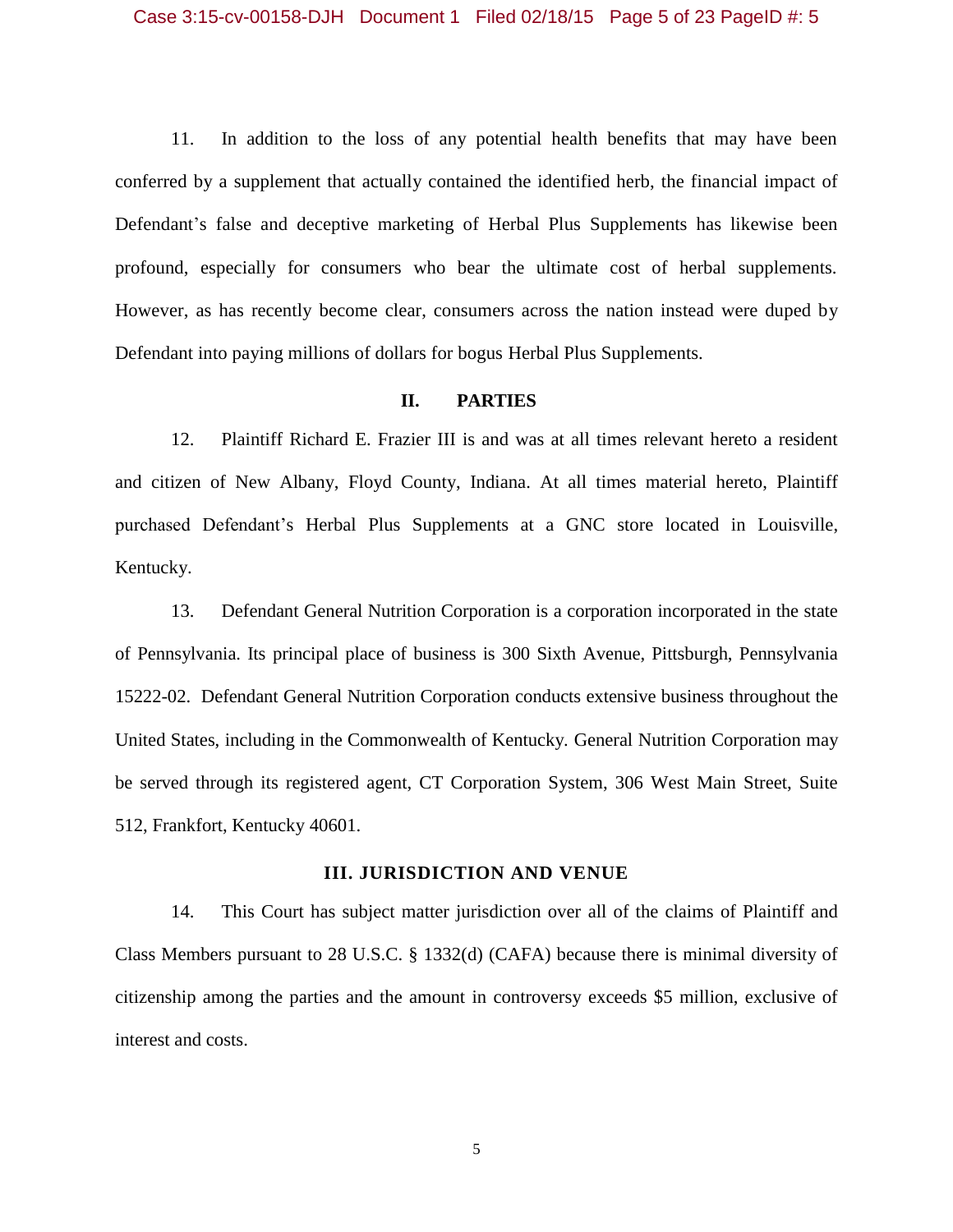11. In addition to the loss of any potential health benefits that may have been conferred by a supplement that actually contained the identified herb, the financial impact of Defendant's false and deceptive marketing of Herbal Plus Supplements has likewise been profound, especially for consumers who bear the ultimate cost of herbal supplements. However, as has recently become clear, consumers across the nation instead were duped by Defendant into paying millions of dollars for bogus Herbal Plus Supplements.

## II. PARTIES

12. Plaintiff Richard E. Frazier III is and was at all times relevant hereto a resident and citizen of New Albany, Floyd County, Indiana. At all times material hereto, Plaintiff purchased Defendant's Herbal Plus Supplements at a GNC store located in Louisville, Kentucky.

13. Defendant General Nutrition Corporation is a corporation incorporated in the state of Pennsylvania. Its principal place of business is 300 Sixth Avenue, Pittsburgh, Pennsylvania 15222-02. Defendant General Nutrition Corporation conducts extensive business throughout the United States, including in the Commonwealth of Kentucky. General Nutrition Corporation may be served through its registered agent, CT Corporation System, 306 West Main Street, Suite 512, Frankfort, Kentucky 40601.

## III. JURISDICTION AND VENUE

14. This Court has subject matter jurisdiction over all of the claims of Plaintiff and Class Members pursuant to 28 U.S.C. § 1332(d) (CAFA) because there is minimal diversity of citizenship among the parties and the amount in controversy exceeds $5 million, exclusive of interest and costs.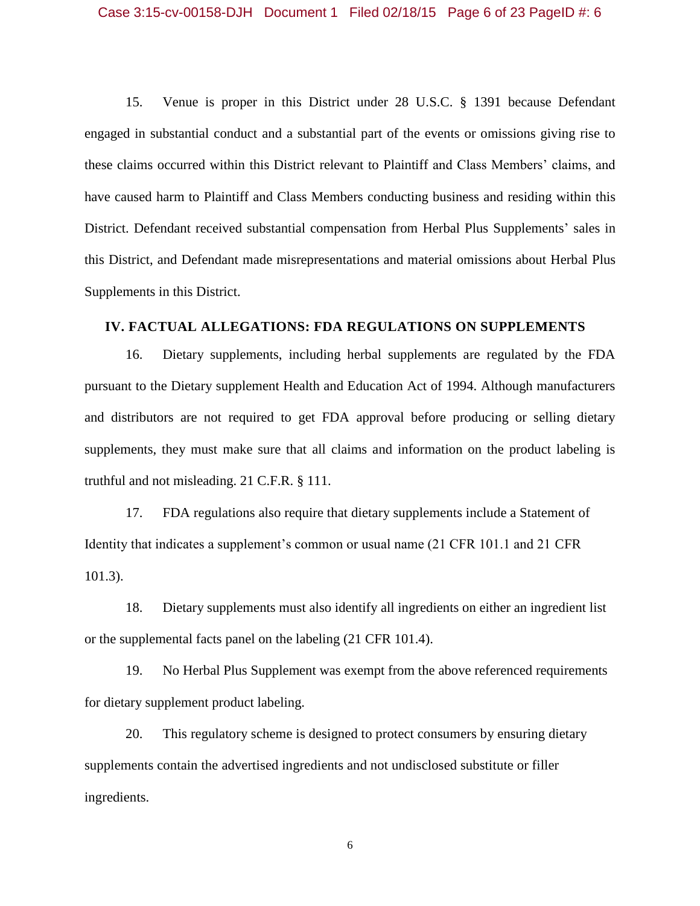15. Venue is proper in this District under 28 U.S.C. § 1391 because Defendant engaged in substantial conduct and a substantial part of the events or omissions giving rise to these claims occurred within this District relevant to Plaintiff and Class Members' claims, and have caused harm to Plaintiff and Class Members conducting business and residing within this District. Defendant received substantial compensation from Herbal Plus Supplements' sales in this District, and Defendant made misrepresentations and material omissions about Herbal Plus Supplements in this District.

## IV. FACTUAL ALLEGATIONS: FDA REGULATIONS ON SUPPLEMENTS

16. Dietary supplements, including herbal supplements are regulated by the FDA pursuant to the Dietary supplement Health and Education Act of 1994. Although manufacturers and distributors are not required to get FDA approval before producing or selling dietary supplements, they must make sure that all claims and information on the product labeling is truthful and not misleading. 21 C.F.R. § 111.

17. FDA regulations also require that dietary supplements include a Statement of Identity that indicates a supplement's common or usual name (21 CFR 101.1 and 21 CFR 101.3).

18. Dietary supplements must also identify all ingredients on either an ingredient list or the supplemental facts panel on the labeling (21 CFR 101.4).

19. No Herbal Plus Supplement was exempt from the above referenced requirements for dietary supplement product labeling.

20. This regulatory scheme is designed to protect consumers by ensuring dietary supplements contain the advertised ingredients and not undisclosed substitute or filler ingredients.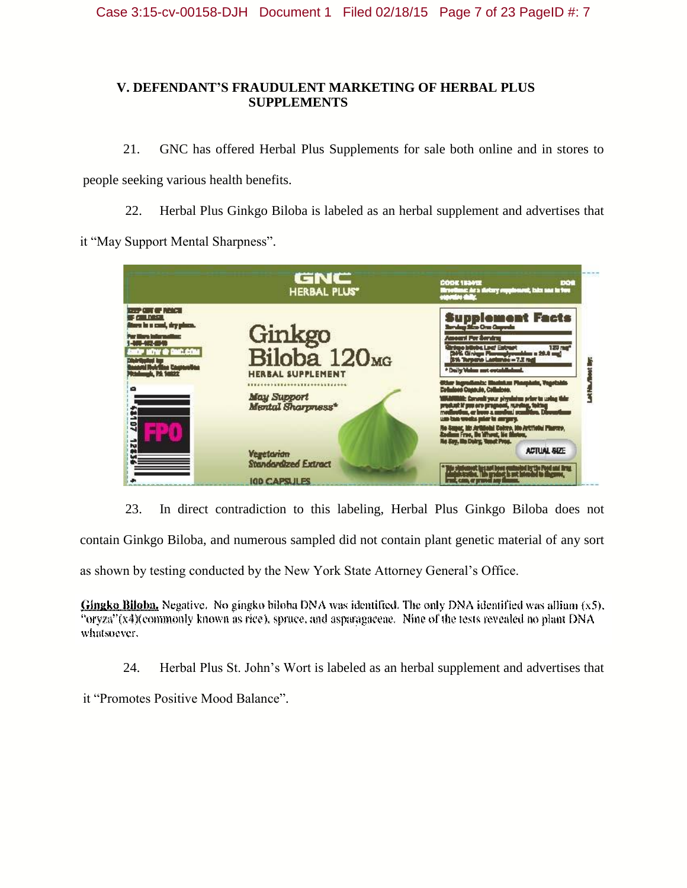## V. DEFENDANT'S FRAUDULENT MARKETING OF HERBAL PLUS SUPPLEMENTS

21. GNC has offered Herbal Plus Supplements for sale both online and in stores to people seeking various health benefits.

22. Herbal Plus Ginkgo Biloba is labeled as an herbal supplement and advertises that it "May Support Mental Sharpness".

23. In direct contradiction to this labeling, Herbal Plus Ginkgo Biloba does not contain Ginkgo Biloba, and numerous sampled did not contain plant genetic material of any sort as shown by testing conducted by the New York State Attorney General's Office.

**Gingko Biloba.** Negative. No gingko biloba DNA was identified. The only DNA identified was allium (x5), "oryza"(x4)(commonly known as rice), spruce, and asparagaceae. Nine of the tests revealed no plant DNA whatsoever.

24. Herbal Plus St. John's Wort is labeled as an herbal supplement and advertises that it "Promotes Positive Mood Balance".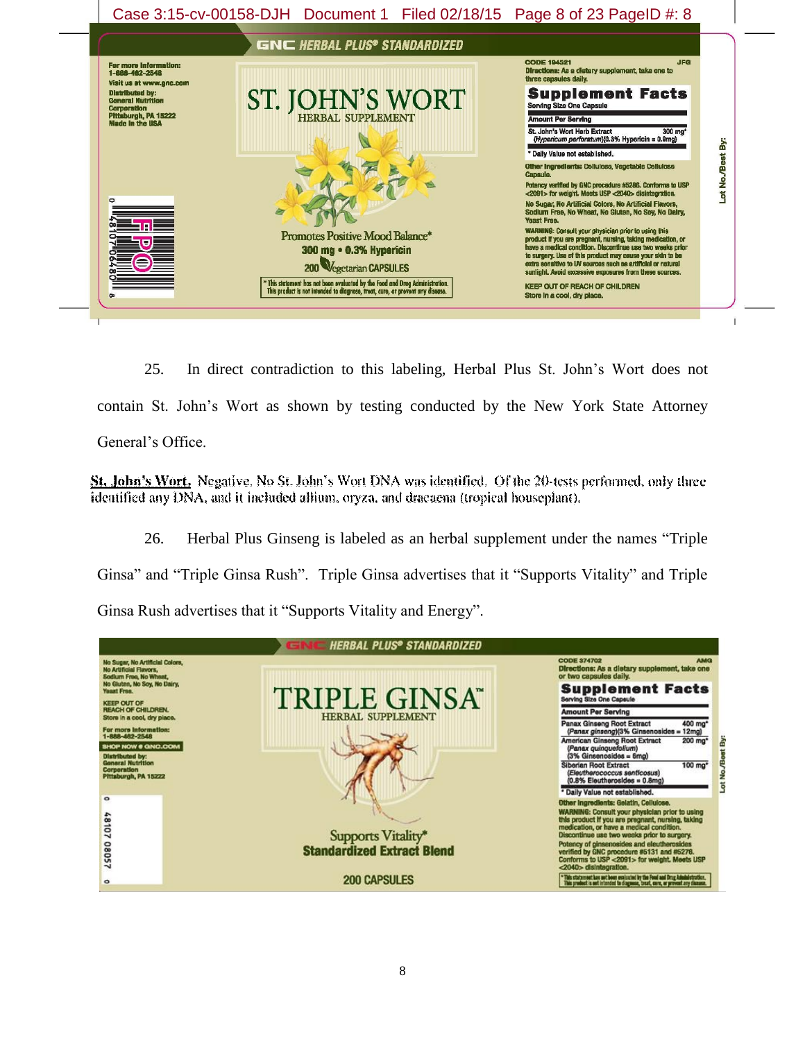GNC HERBAL PLUS® STANDARDIZED

For more information: 1-888-462-2548
Visit us at www.gnc.com
Distributed by: General Nutrition Corporation Pittsburgh, PA 15222
Made in the USA

# ST. JOHN'S WORT
HERBAL SUPPLEMENT

Promotes Positive Mood Balance*
300 mg • 0.3% Hypericin
200 Vegetarian CAPSULES

* This statement has not been evaluated by the Food and Drug Administration. This product is not intended to diagnose, treat, cure, or prevent any disease.

CODE 194521 JFG
Directions: As a dietary supplement, take one to three capsules daily.

**Supplement Facts**
Serving Size One Capsule

| Amount Per Serving | |
|---|---|
| St. John's Wort Herb Extract (*Hypericum perforatum*)(0.3% Hypericin = 0.9mg) | 300 mg* |

* Daily Value not established.

Other Ingredients: Cellulose, Vegetable Cellulose Capsule.

Potency verified by GNC procedure #5286. Conforms to USP <2091> for weight. Meets USP <2040> disintegration.

No Sugar, No Artificial Colors, No Artificial Flavors, Sodium Free, No Wheat, No Gluten, No Soy, No Dairy, Yeast Free.

WARNING: Consult your physician prior to using this product if you are pregnant, nursing, taking medication, or have a medical condition. Discontinue use two weeks prior to surgery. Use of this product may cause your skin to be extra sensitive to UV sources such as artificial or natural sunlight. Avoid excessive exposures from these sources.

KEEP OUT OF REACH OF CHILDREN
Store in a cool, dry place.

Lot No./Best By:

25. In direct contradiction to this labeling, Herbal Plus St. John's Wort does not contain St. John's Wort as shown by testing conducted by the New York State Attorney General's Office.

**St. John's Wort.** Negative. No St. John's Wort DNA was identified. Of the 20-tests performed, only three identified any DNA, and it included allium, oryza, and dracaena (tropical houseplant).

26. Herbal Plus Ginseng is labeled as an herbal supplement under the names "Triple Ginsa" and "Triple Ginsa Rush". Triple Ginsa advertises that it "Supports Vitality" and Triple Ginsa Rush advertises that it "Supports Vitality and Energy".

GNC HERBAL PLUS® STANDARDIZED

No Sugar, No Artificial Colors, No Artificial Flavors, Sodium Free, No Wheat, No Gluten, No Soy, No Dairy, Yeast Free.

KEEP OUT OF REACH OF CHILDREN.
Store in a cool, dry place.

For more information: 1-888-462-2548
SHOP NOW @ GNC.COM
Distributed by: General Nutrition Corporation Pittsburgh, PA 15222

# TRIPLE GINSA™
HERBAL SUPPLEMENT

Supports Vitality*
Standardized Extract Blend

200 CAPSULES

CODE 374702 AMG
Directions: As a dietary supplement, take one or two capsules daily.

**Supplement Facts**
Serving Size One Capsule

| Amount Per Serving | |
|---|---|
| Panax Ginseng Root Extract (*Panax ginseng*)(3% Ginsenosides = 12mg) | 400 mg* |
| American Ginseng Root Extract (*Panax quinquefolium*) (3% Ginsenosides = 6mg) | 200 mg* |
| Siberian Root Extract (*Eleutherococcus senticosus*) (0.8% Eleutherosides = 0.8mg) | 100 mg* |

* Daily Value not established.

Other Ingredients: Gelatin, Cellulose.

WARNING: Consult your physician prior to using this product if you are pregnant, nursing, taking medication, or have a medical condition. Discontinue use two weeks prior to surgery.

Potency of ginsenosides and eleutherosides verified by GNC procedure #5131 and #5276. Conforms to USP <2091> for weight. Meets USP <2040> disintegration.

*This statement has not been evaluated by the Food and Drug Administration. This product is not intended to diagnose, treat, cure, or prevent any disease.

Lot No./Best By: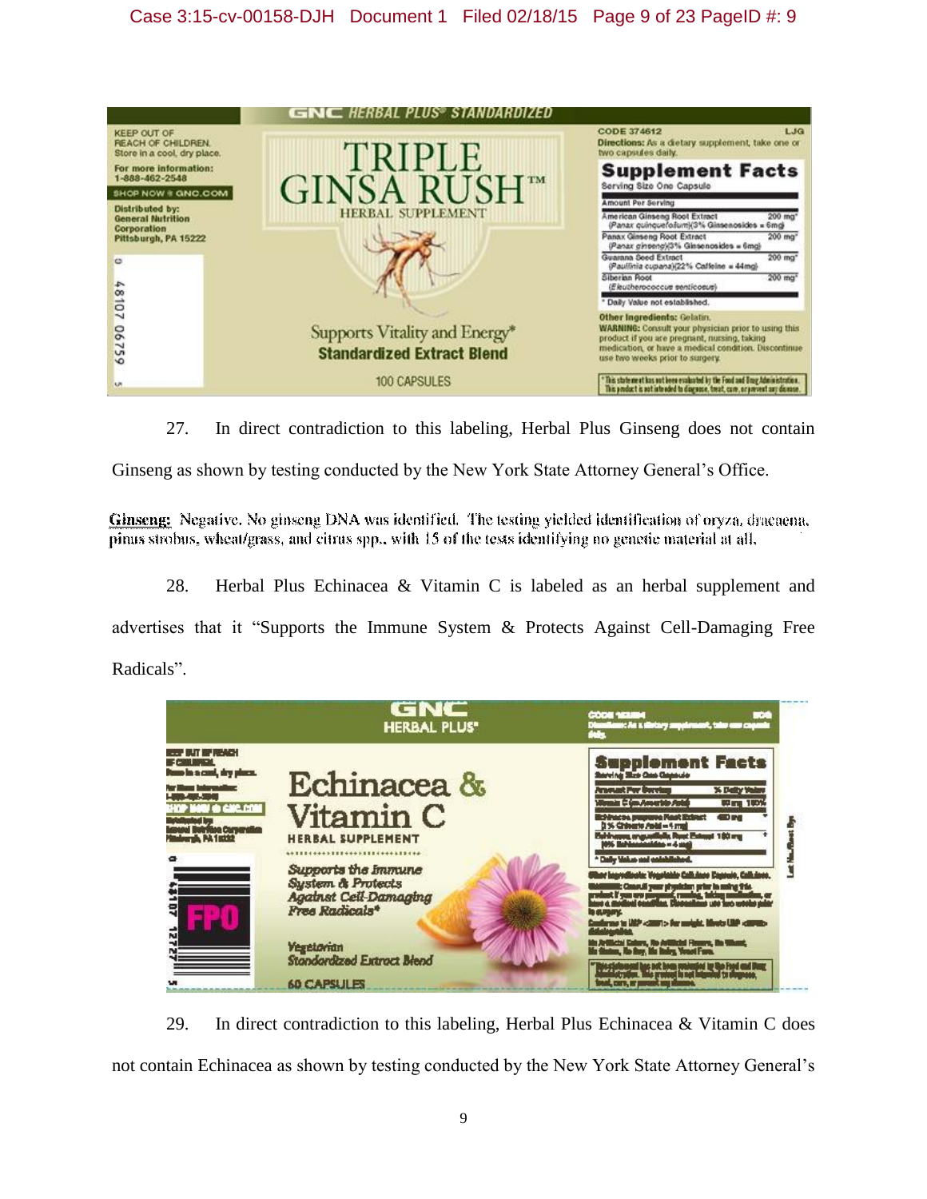GNC HERBAL PLUS® STANDARDIZED

KEEP OUT OF REACH OF CHILDREN. Store in a cool, dry place.

For more information: 1-888-462-2548

SHOP NOW @ GNC.COM

Distributed by: General Nutrition Corporation Pittsburgh, PA 15222

# TRIPLE GINSA RUSH™

HERBAL SUPPLEMENT

Supports Vitality and Energy*

**Standardized Extract Blend**

100 CAPSULES

CODE 374612 LJG

**Directions:** As a dietary supplement, take one or two capsules daily.

**Supplement Facts**

Serving Size One Capsule

| Amount Per Serving | |
|---|---|
| American Ginseng Root Extract (Panax quinquefolium)(3% Ginsenosides = 6mg) | 200 mg* |
| Panax Ginseng Root Extract (Panax ginseng)(3% Ginsenosides = 6mg) | 200 mg* |
| Guarana Seed Extract (Paullinia cupana)(22% Caffeine = 44mg) | 200 mg* |
| Siberian Root (Eleutherococcus senticosus) | 200 mg* |

\* Daily Value not established.

**Other Ingredients:** Gelatin.

**WARNING:** Consult your physician prior to using this product if you are pregnant, nursing, taking medication, or have a medical condition. Discontinue use two weeks prior to surgery.

\*This statement has not been evaluated by the Food and Drug Administration. This product is not intended to diagnose, treat, cure, or prevent any disease.

27. In direct contradiction to this labeling, Herbal Plus Ginseng does not contain Ginseng as shown by testing conducted by the New York State Attorney General's Office.

**Ginseng:** Negative. No ginseng DNA was identified. The testing yielded identification of oryza, dracaena, pinus strobus, wheat/grass, and citrus spp., with 15 of the tests identifying no genetic material at all.

28. Herbal Plus Echinacea & Vitamin C is labeled as an herbal supplement and advertises that it "Supports the Immune System & Protects Against Cell-Damaging Free Radicals".

GNC HERBAL PLUS®

# Echinacea & Vitamin C

HERBAL SUPPLEMENT

*Supports the Immune System & Protects Against Cell-Damaging Free Radicals\**

*Vegetarian Standardized Extract Blend*

60 CAPSULES

**Supplement Facts**

Serving Size One Capsule

| Amount Per Serving | % Daily Value |
|---|---|
| Vitamin C (as Ascorbic Acid) | 90 mg 150% |
| Echinacea purpurea Root Extract (3% Chicoric Acid = 4 mg) | 400 mg * |
| Echinacea angustifolia Root Extract 100 mg (4% Echinacosides = 4 mg) | * |

\* Daily Value not established.

29. In direct contradiction to this labeling, Herbal Plus Echinacea & Vitamin C does not contain Echinacea as shown by testing conducted by the New York State Attorney General's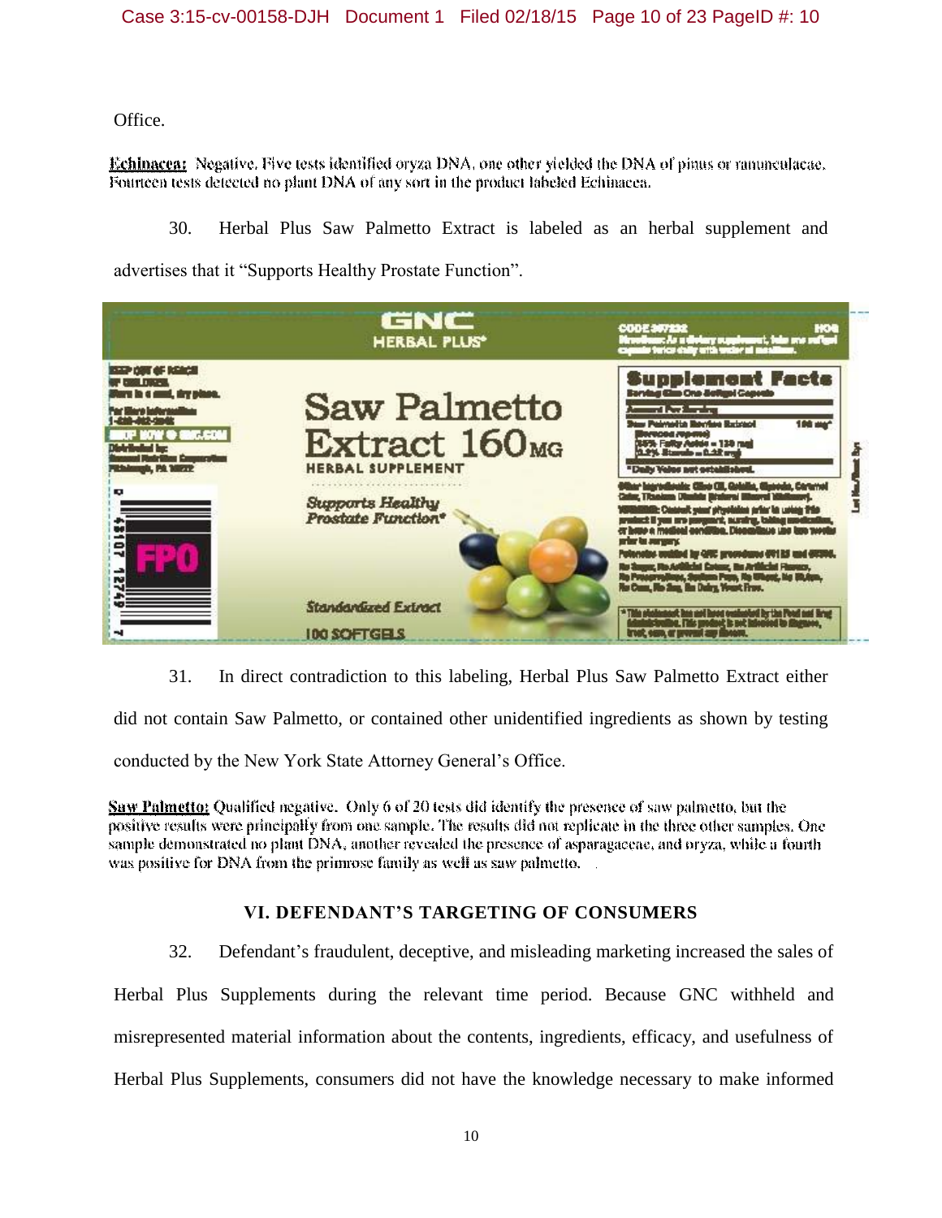Office.

**Echinacea:** Negative. Five tests identified oryza DNA, one other yielded the DNA of pinus or ranunculacae. Fourteen tests detected no plant DNA of any sort in the product labeled Echinacea.

30. Herbal Plus Saw Palmetto Extract is labeled as an herbal supplement and advertises that it "Supports Healthy Prostate Function".

31. In direct contradiction to this labeling, Herbal Plus Saw Palmetto Extract either did not contain Saw Palmetto, or contained other unidentified ingredients as shown by testing conducted by the New York State Attorney General's Office.

**Saw Palmetto:** Qualified negative. Only 6 of 20 tests did identify the presence of saw palmetto, but the positive results were principally from one sample. The results did not replicate in the three other samples. One sample demonstrated no plant DNA, another revealed the presence of asparagaceae, and oryza, while a fourth was positive for DNA from the primrose family as well as saw palmetto.

## VI. DEFENDANT'S TARGETING OF CONSUMERS

32. Defendant's fraudulent, deceptive, and misleading marketing increased the sales of Herbal Plus Supplements during the relevant time period. Because GNC withheld and misrepresented material information about the contents, ingredients, efficacy, and usefulness of Herbal Plus Supplements, consumers did not have the knowledge necessary to make informed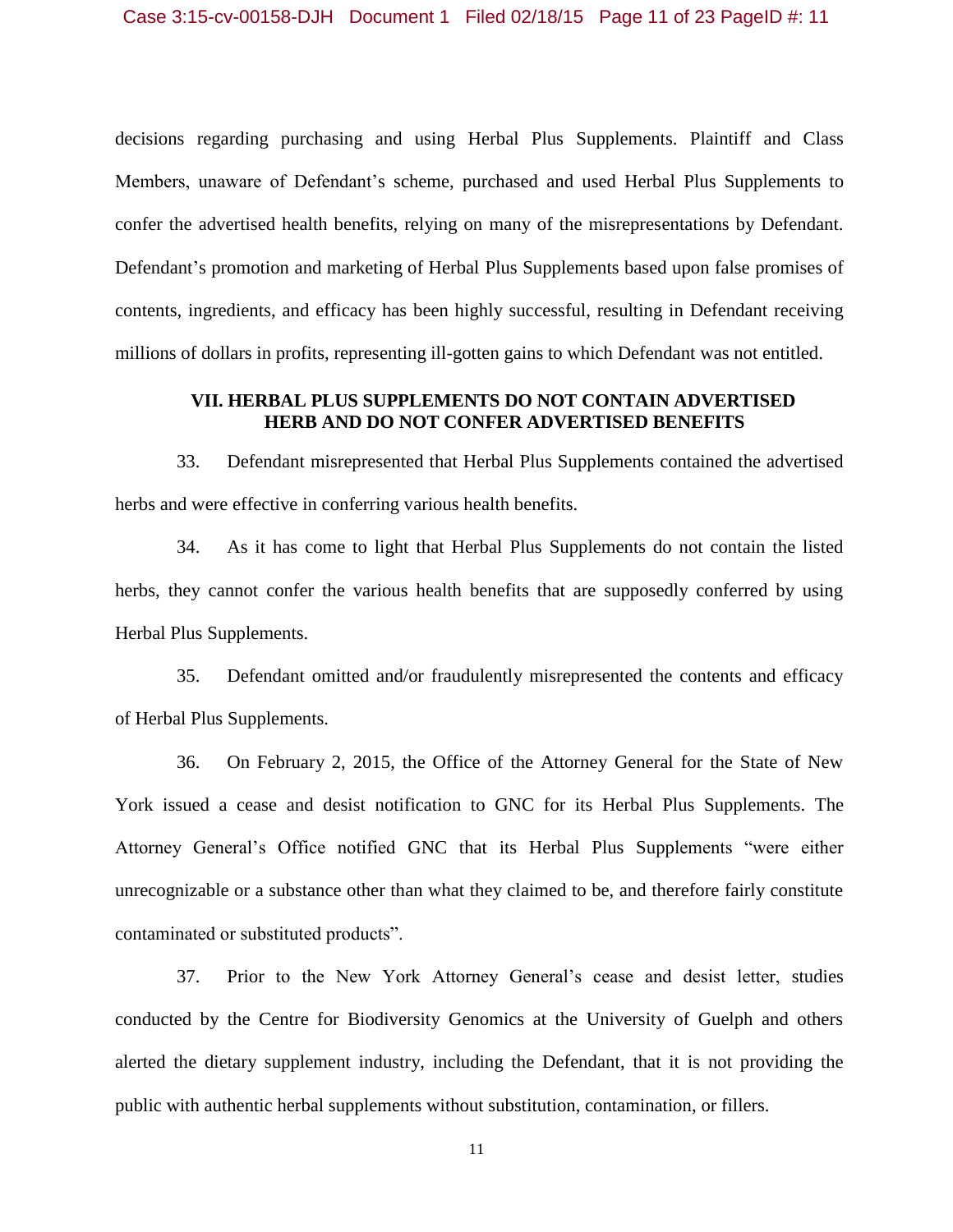decisions regarding purchasing and using Herbal Plus Supplements. Plaintiff and Class Members, unaware of Defendant's scheme, purchased and used Herbal Plus Supplements to confer the advertised health benefits, relying on many of the misrepresentations by Defendant. Defendant's promotion and marketing of Herbal Plus Supplements based upon false promises of contents, ingredients, and efficacy has been highly successful, resulting in Defendant receiving millions of dollars in profits, representing ill-gotten gains to which Defendant was not entitled.

## VII. HERBAL PLUS SUPPLEMENTS DO NOT CONTAIN ADVERTISED HERB AND DO NOT CONFER ADVERTISED BENEFITS

33. Defendant misrepresented that Herbal Plus Supplements contained the advertised herbs and were effective in conferring various health benefits.

34. As it has come to light that Herbal Plus Supplements do not contain the listed herbs, they cannot confer the various health benefits that are supposedly conferred by using Herbal Plus Supplements.

35. Defendant omitted and/or fraudulently misrepresented the contents and efficacy of Herbal Plus Supplements.

36. On February 2, 2015, the Office of the Attorney General for the State of New York issued a cease and desist notification to GNC for its Herbal Plus Supplements. The Attorney General's Office notified GNC that its Herbal Plus Supplements "were either unrecognizable or a substance other than what they claimed to be, and therefore fairly constitute contaminated or substituted products".

37. Prior to the New York Attorney General's cease and desist letter, studies conducted by the Centre for Biodiversity Genomics at the University of Guelph and others alerted the dietary supplement industry, including the Defendant, that it is not providing the public with authentic herbal supplements without substitution, contamination, or fillers.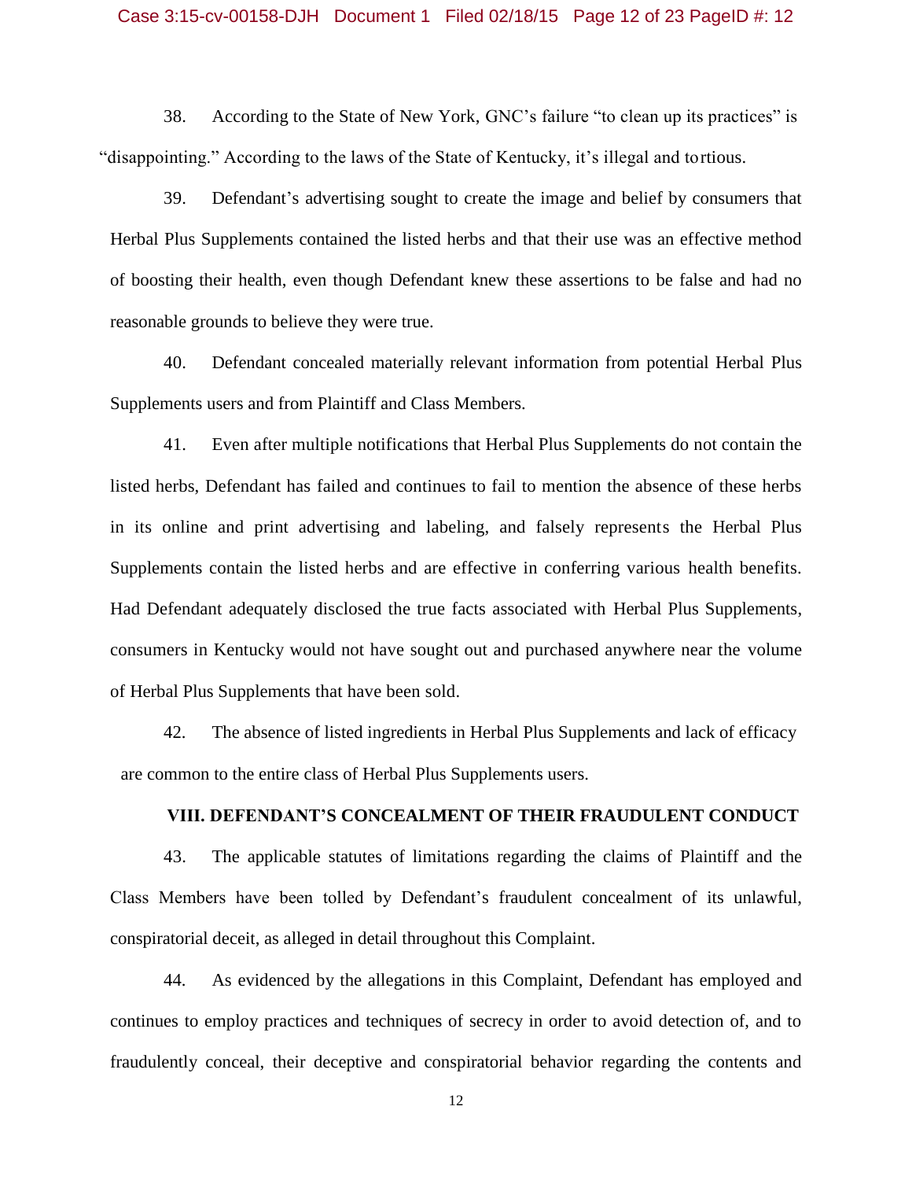38. According to the State of New York, GNC's failure "to clean up its practices" is "disappointing." According to the laws of the State of Kentucky, it's illegal and tortious.

39. Defendant's advertising sought to create the image and belief by consumers that Herbal Plus Supplements contained the listed herbs and that their use was an effective method of boosting their health, even though Defendant knew these assertions to be false and had no reasonable grounds to believe they were true.

40. Defendant concealed materially relevant information from potential Herbal Plus Supplements users and from Plaintiff and Class Members.

41. Even after multiple notifications that Herbal Plus Supplements do not contain the listed herbs, Defendant has failed and continues to fail to mention the absence of these herbs in its online and print advertising and labeling, and falsely represents the Herbal Plus Supplements contain the listed herbs and are effective in conferring various health benefits. Had Defendant adequately disclosed the true facts associated with Herbal Plus Supplements, consumers in Kentucky would not have sought out and purchased anywhere near the volume of Herbal Plus Supplements that have been sold.

42. The absence of listed ingredients in Herbal Plus Supplements and lack of efficacy are common to the entire class of Herbal Plus Supplements users.

## VIII. DEFENDANT'S CONCEALMENT OF THEIR FRAUDULENT CONDUCT

43. The applicable statutes of limitations regarding the claims of Plaintiff and the Class Members have been tolled by Defendant's fraudulent concealment of its unlawful, conspiratorial deceit, as alleged in detail throughout this Complaint.

44. As evidenced by the allegations in this Complaint, Defendant has employed and continues to employ practices and techniques of secrecy in order to avoid detection of, and to fraudulently conceal, their deceptive and conspiratorial behavior regarding the contents and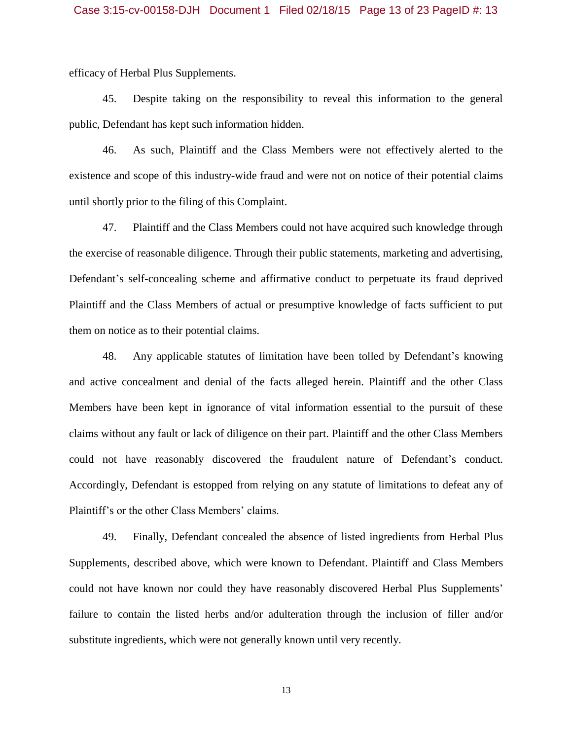efficacy of Herbal Plus Supplements.

45. Despite taking on the responsibility to reveal this information to the general public, Defendant has kept such information hidden.

46. As such, Plaintiff and the Class Members were not effectively alerted to the existence and scope of this industry-wide fraud and were not on notice of their potential claims until shortly prior to the filing of this Complaint.

47. Plaintiff and the Class Members could not have acquired such knowledge through the exercise of reasonable diligence. Through their public statements, marketing and advertising, Defendant's self-concealing scheme and affirmative conduct to perpetuate its fraud deprived Plaintiff and the Class Members of actual or presumptive knowledge of facts sufficient to put them on notice as to their potential claims.

48. Any applicable statutes of limitation have been tolled by Defendant's knowing and active concealment and denial of the facts alleged herein. Plaintiff and the other Class Members have been kept in ignorance of vital information essential to the pursuit of these claims without any fault or lack of diligence on their part. Plaintiff and the other Class Members could not have reasonably discovered the fraudulent nature of Defendant's conduct. Accordingly, Defendant is estopped from relying on any statute of limitations to defeat any of Plaintiff's or the other Class Members' claims.

49. Finally, Defendant concealed the absence of listed ingredients from Herbal Plus Supplements, described above, which were known to Defendant. Plaintiff and Class Members could not have known nor could they have reasonably discovered Herbal Plus Supplements' failure to contain the listed herbs and/or adulteration through the inclusion of filler and/or substitute ingredients, which were not generally known until very recently.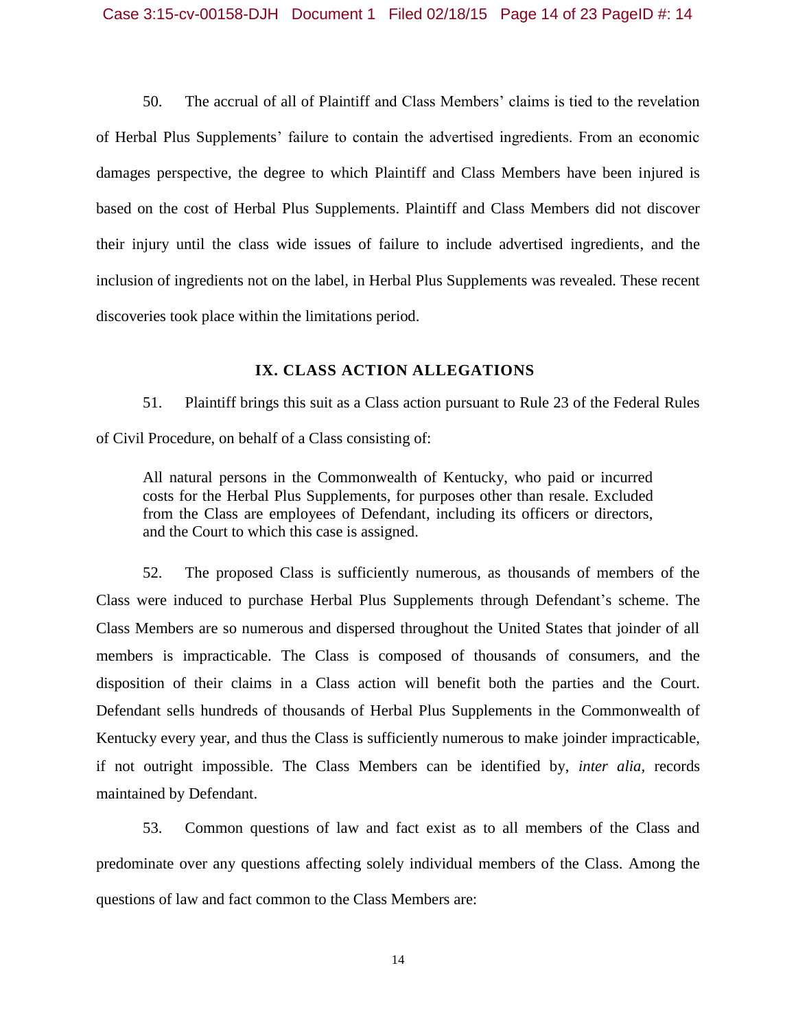50. The accrual of all of Plaintiff and Class Members' claims is tied to the revelation of Herbal Plus Supplements' failure to contain the advertised ingredients. From an economic damages perspective, the degree to which Plaintiff and Class Members have been injured is based on the cost of Herbal Plus Supplements. Plaintiff and Class Members did not discover their injury until the class wide issues of failure to include advertised ingredients, and the inclusion of ingredients not on the label, in Herbal Plus Supplements was revealed. These recent discoveries took place within the limitations period.

## IX. CLASS ACTION ALLEGATIONS

51. Plaintiff brings this suit as a Class action pursuant to Rule 23 of the Federal Rules of Civil Procedure, on behalf of a Class consisting of:

> All natural persons in the Commonwealth of Kentucky, who paid or incurred costs for the Herbal Plus Supplements, for purposes other than resale. Excluded from the Class are employees of Defendant, including its officers or directors, and the Court to which this case is assigned.

52. The proposed Class is sufficiently numerous, as thousands of members of the Class were induced to purchase Herbal Plus Supplements through Defendant's scheme. The Class Members are so numerous and dispersed throughout the United States that joinder of all members is impracticable. The Class is composed of thousands of consumers, and the disposition of their claims in a Class action will benefit both the parties and the Court. Defendant sells hundreds of thousands of Herbal Plus Supplements in the Commonwealth of Kentucky every year, and thus the Class is sufficiently numerous to make joinder impracticable, if not outright impossible. The Class Members can be identified by, *inter alia*, records maintained by Defendant.

53. Common questions of law and fact exist as to all members of the Class and predominate over any questions affecting solely individual members of the Class. Among the questions of law and fact common to the Class Members are: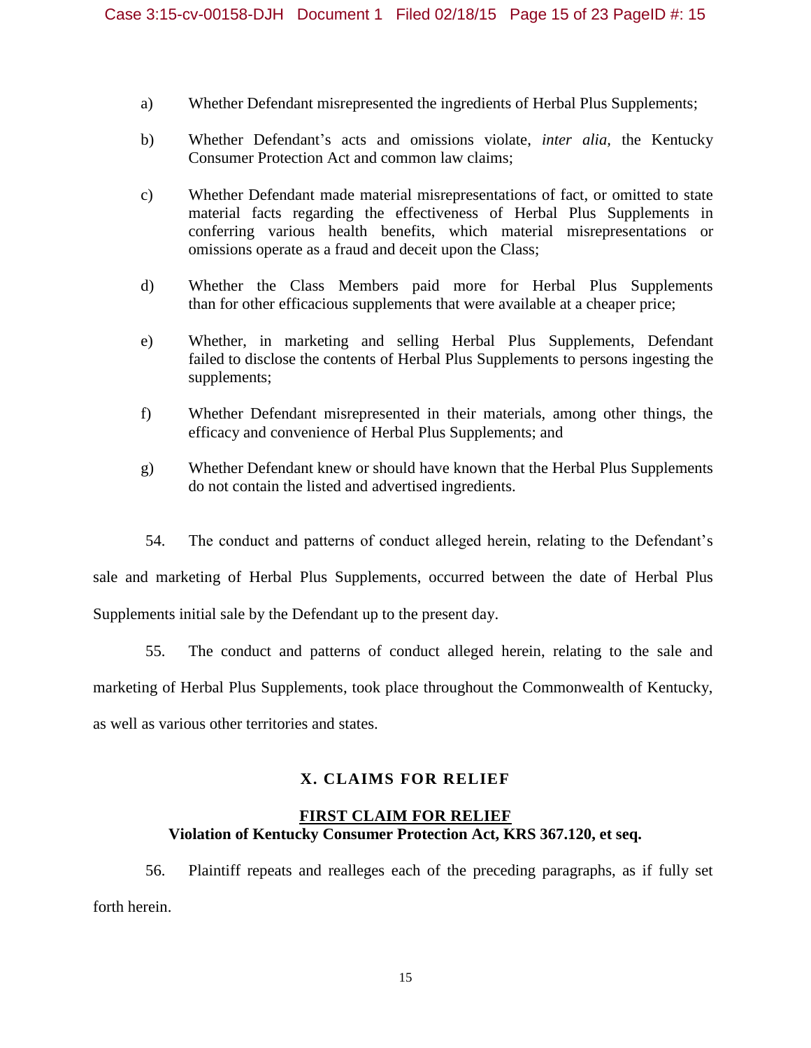a) Whether Defendant misrepresented the ingredients of Herbal Plus Supplements;

b) Whether Defendant's acts and omissions violate, *inter alia,* the Kentucky Consumer Protection Act and common law claims;

c) Whether Defendant made material misrepresentations of fact, or omitted to state material facts regarding the effectiveness of Herbal Plus Supplements in conferring various health benefits, which material misrepresentations or omissions operate as a fraud and deceit upon the Class;

d) Whether the Class Members paid more for Herbal Plus Supplements than for other efficacious supplements that were available at a cheaper price;

e) Whether, in marketing and selling Herbal Plus Supplements, Defendant failed to disclose the contents of Herbal Plus Supplements to persons ingesting the supplements;

f) Whether Defendant misrepresented in their materials, among other things, the efficacy and convenience of Herbal Plus Supplements; and

g) Whether Defendant knew or should have known that the Herbal Plus Supplements do not contain the listed and advertised ingredients.

54. The conduct and patterns of conduct alleged herein, relating to the Defendant's sale and marketing of Herbal Plus Supplements, occurred between the date of Herbal Plus Supplements initial sale by the Defendant up to the present day.

55. The conduct and patterns of conduct alleged herein, relating to the sale and marketing of Herbal Plus Supplements, took place throughout the Commonwealth of Kentucky, as well as various other territories and states.

## X. CLAIMS FOR RELIEF

### FIRST CLAIM FOR RELIEF
**Violation of Kentucky Consumer Protection Act, KRS 367.120, et seq.**

56. Plaintiff repeats and realleges each of the preceding paragraphs, as if fully set forth herein.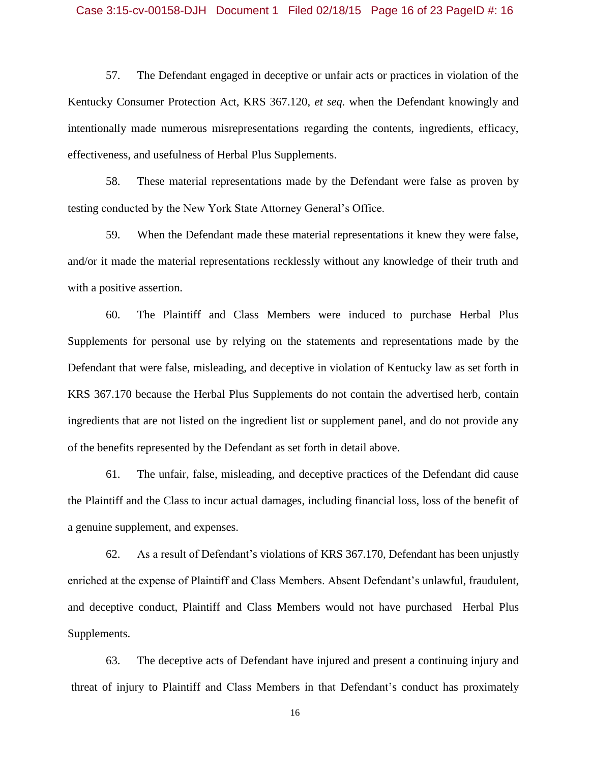57. The Defendant engaged in deceptive or unfair acts or practices in violation of the Kentucky Consumer Protection Act, KRS 367.120, *et seq.* when the Defendant knowingly and intentionally made numerous misrepresentations regarding the contents, ingredients, efficacy, effectiveness, and usefulness of Herbal Plus Supplements.

58. These material representations made by the Defendant were false as proven by testing conducted by the New York State Attorney General's Office.

59. When the Defendant made these material representations it knew they were false, and/or it made the material representations recklessly without any knowledge of their truth and with a positive assertion.

60. The Plaintiff and Class Members were induced to purchase Herbal Plus Supplements for personal use by relying on the statements and representations made by the Defendant that were false, misleading, and deceptive in violation of Kentucky law as set forth in KRS 367.170 because the Herbal Plus Supplements do not contain the advertised herb, contain ingredients that are not listed on the ingredient list or supplement panel, and do not provide any of the benefits represented by the Defendant as set forth in detail above.

61. The unfair, false, misleading, and deceptive practices of the Defendant did cause the Plaintiff and the Class to incur actual damages, including financial loss, loss of the benefit of a genuine supplement, and expenses.

62. As a result of Defendant's violations of KRS 367.170, Defendant has been unjustly enriched at the expense of Plaintiff and Class Members. Absent Defendant's unlawful, fraudulent, and deceptive conduct, Plaintiff and Class Members would not have purchased Herbal Plus Supplements.

63. The deceptive acts of Defendant have injured and present a continuing injury and threat of injury to Plaintiff and Class Members in that Defendant's conduct has proximately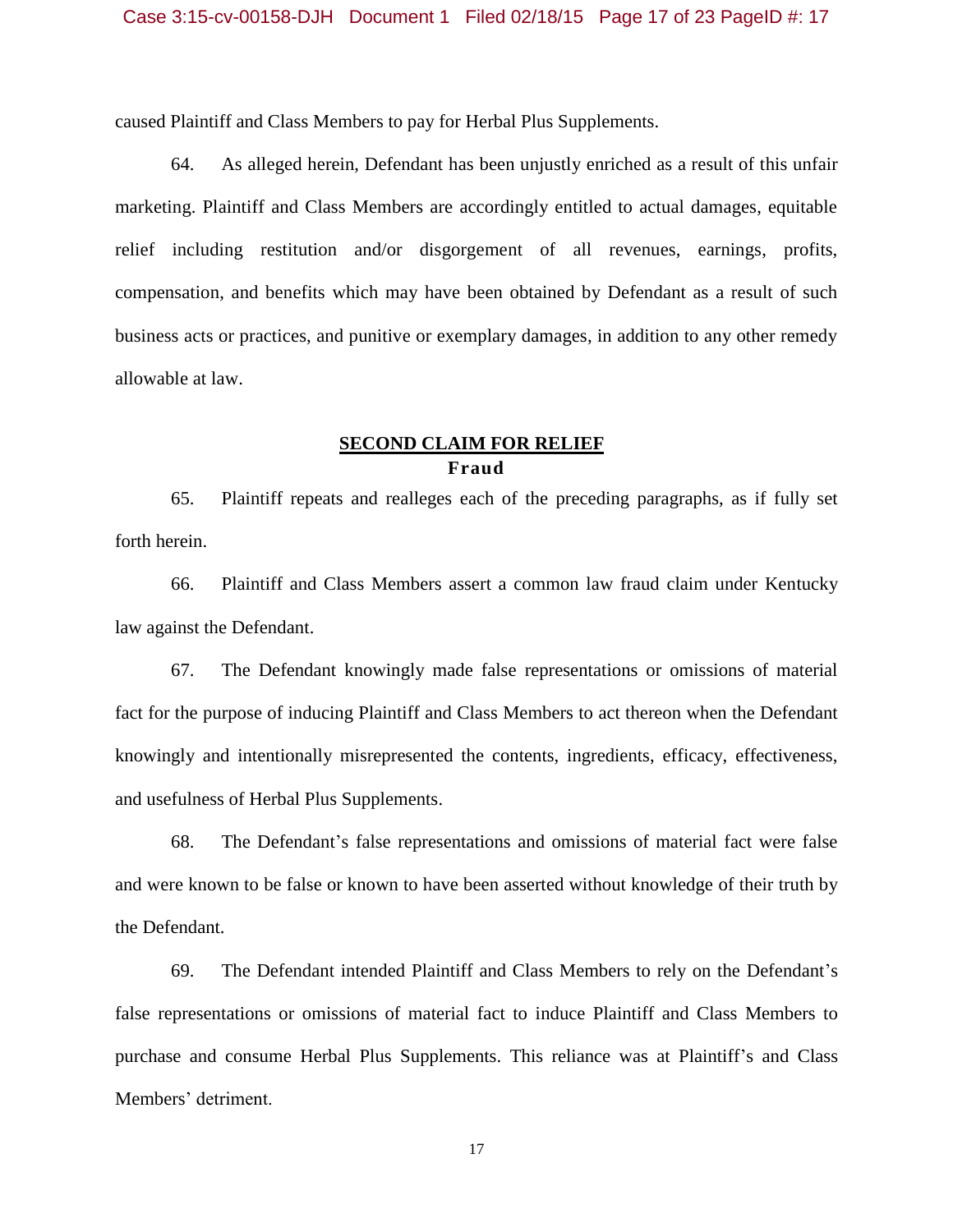caused Plaintiff and Class Members to pay for Herbal Plus Supplements.

64. As alleged herein, Defendant has been unjustly enriched as a result of this unfair marketing. Plaintiff and Class Members are accordingly entitled to actual damages, equitable relief including restitution and/or disgorgement of all revenues, earnings, profits, compensation, and benefits which may have been obtained by Defendant as a result of such business acts or practices, and punitive or exemplary damages, in addition to any other remedy allowable at law.

## SECOND CLAIM FOR RELIEF
### Fraud

65. Plaintiff repeats and realleges each of the preceding paragraphs, as if fully set forth herein.

66. Plaintiff and Class Members assert a common law fraud claim under Kentucky law against the Defendant.

67. The Defendant knowingly made false representations or omissions of material fact for the purpose of inducing Plaintiff and Class Members to act thereon when the Defendant knowingly and intentionally misrepresented the contents, ingredients, efficacy, effectiveness, and usefulness of Herbal Plus Supplements.

68. The Defendant's false representations and omissions of material fact were false and were known to be false or known to have been asserted without knowledge of their truth by the Defendant.

69. The Defendant intended Plaintiff and Class Members to rely on the Defendant's false representations or omissions of material fact to induce Plaintiff and Class Members to purchase and consume Herbal Plus Supplements. This reliance was at Plaintiff's and Class Members' detriment.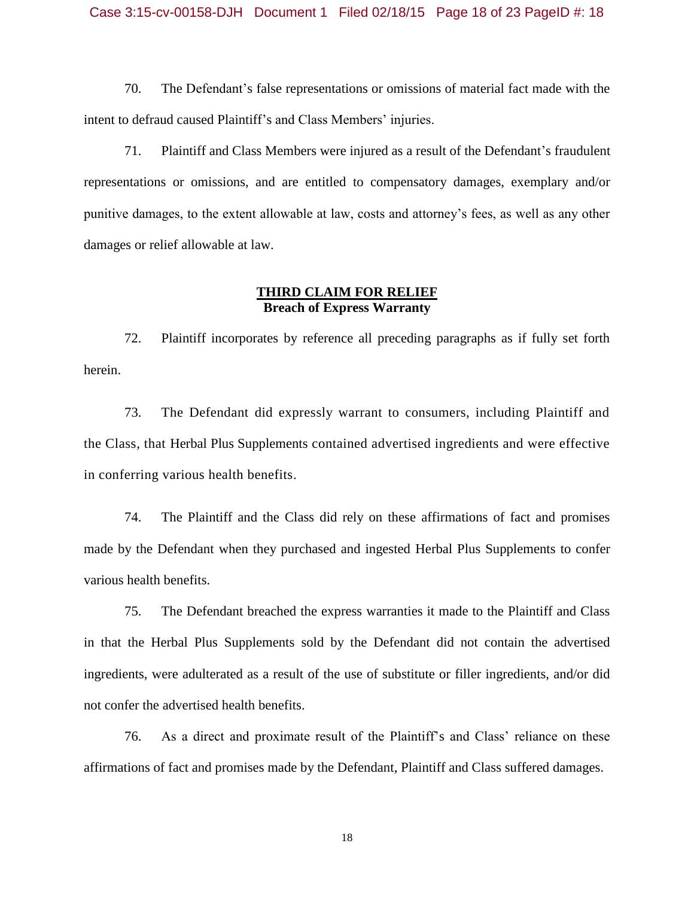70. The Defendant's false representations or omissions of material fact made with the intent to defraud caused Plaintiff's and Class Members' injuries.

71. Plaintiff and Class Members were injured as a result of the Defendant's fraudulent representations or omissions, and are entitled to compensatory damages, exemplary and/or punitive damages, to the extent allowable at law, costs and attorney's fees, as well as any other damages or relief allowable at law.

## **<u>THIRD CLAIM FOR RELIEF</u>**
### **Breach of Express Warranty**

72. Plaintiff incorporates by reference all preceding paragraphs as if fully set forth herein.

73. The Defendant did expressly warrant to consumers, including Plaintiff and the Class, that Herbal Plus Supplements contained advertised ingredients and were effective in conferring various health benefits.

74. The Plaintiff and the Class did rely on these affirmations of fact and promises made by the Defendant when they purchased and ingested Herbal Plus Supplements to confer various health benefits.

75. The Defendant breached the express warranties it made to the Plaintiff and Class in that the Herbal Plus Supplements sold by the Defendant did not contain the advertised ingredients, were adulterated as a result of the use of substitute or filler ingredients, and/or did not confer the advertised health benefits.

76. As a direct and proximate result of the Plaintiff's and Class' reliance on these affirmations of fact and promises made by the Defendant, Plaintiff and Class suffered damages.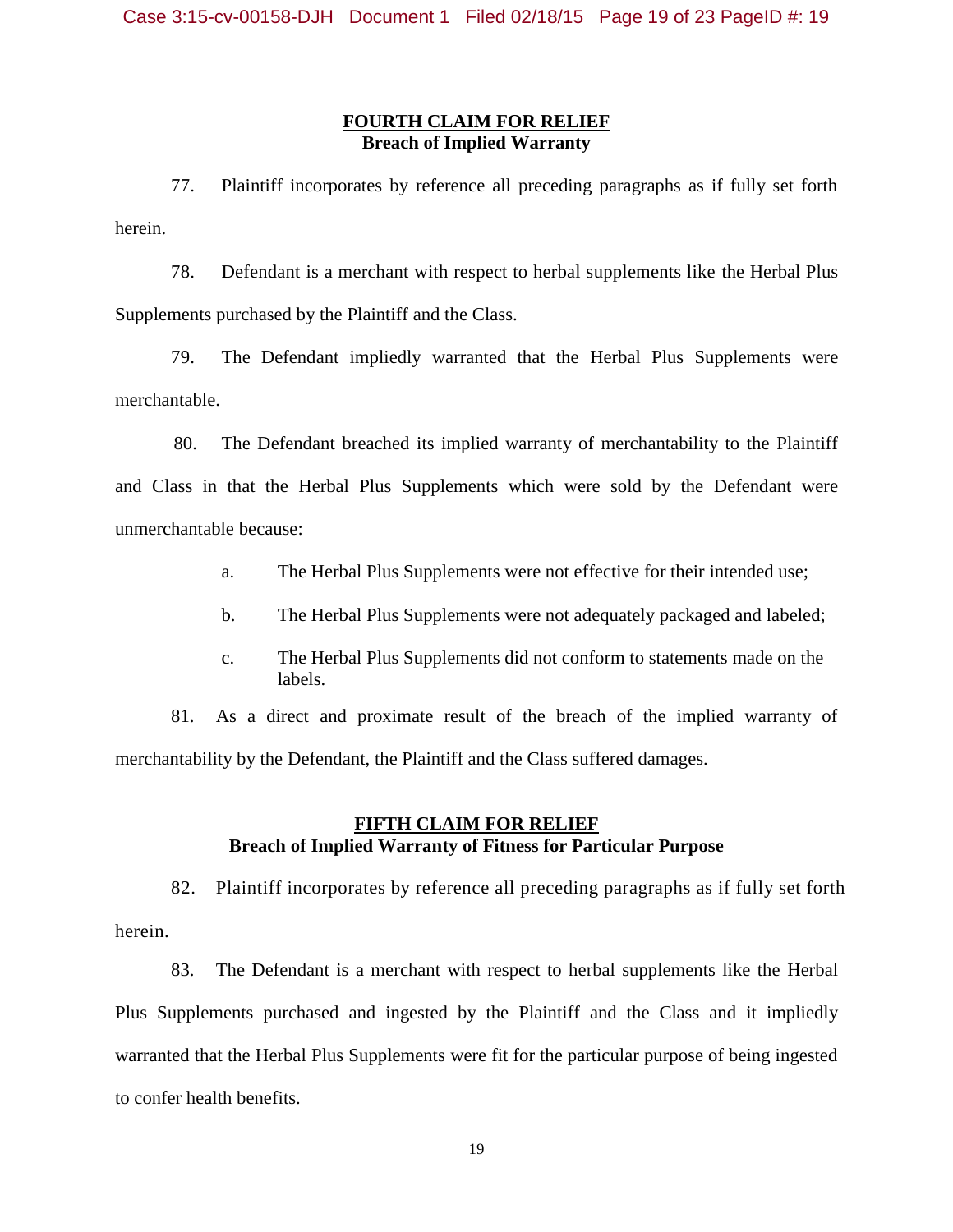**FOURTH CLAIM FOR RELIEF**
**Breach of Implied Warranty**

77. Plaintiff incorporates by reference all preceding paragraphs as if fully set forth herein.

78. Defendant is a merchant with respect to herbal supplements like the Herbal Plus Supplements purchased by the Plaintiff and the Class.

79. The Defendant impliedly warranted that the Herbal Plus Supplements were merchantable.

80. The Defendant breached its implied warranty of merchantability to the Plaintiff and Class in that the Herbal Plus Supplements which were sold by the Defendant were unmerchantable because:

a. The Herbal Plus Supplements were not effective for their intended use;

b. The Herbal Plus Supplements were not adequately packaged and labeled;

c. The Herbal Plus Supplements did not conform to statements made on the labels.

81. As a direct and proximate result of the breach of the implied warranty of merchantability by the Defendant, the Plaintiff and the Class suffered damages.

**FIFTH CLAIM FOR RELIEF**
**Breach of Implied Warranty of Fitness for Particular Purpose**

82. Plaintiff incorporates by reference all preceding paragraphs as if fully set forth herein.

83. The Defendant is a merchant with respect to herbal supplements like the Herbal Plus Supplements purchased and ingested by the Plaintiff and the Class and it impliedly warranted that the Herbal Plus Supplements were fit for the particular purpose of being ingested to confer health benefits.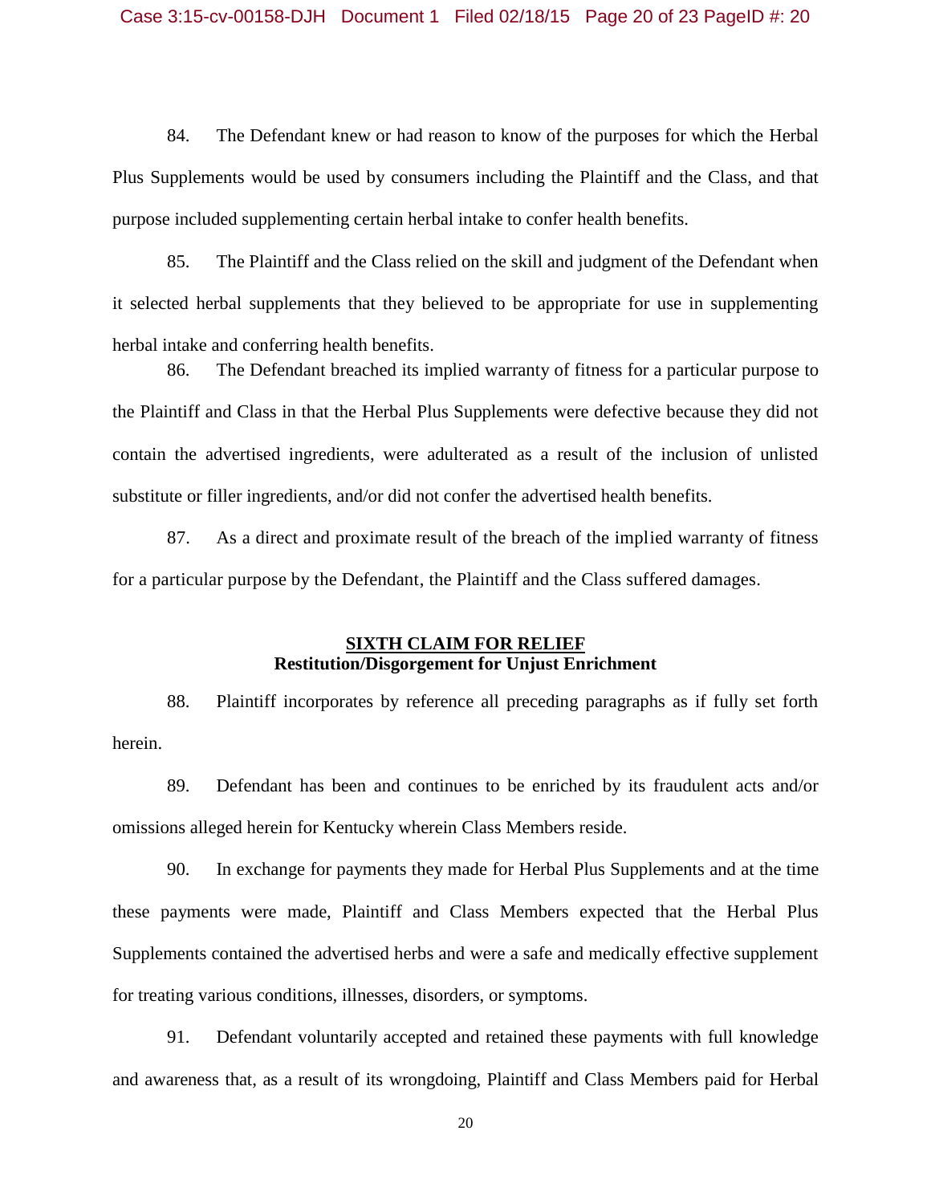84. The Defendant knew or had reason to know of the purposes for which the Herbal Plus Supplements would be used by consumers including the Plaintiff and the Class, and that purpose included supplementing certain herbal intake to confer health benefits.

85. The Plaintiff and the Class relied on the skill and judgment of the Defendant when it selected herbal supplements that they believed to be appropriate for use in supplementing herbal intake and conferring health benefits.

86. The Defendant breached its implied warranty of fitness for a particular purpose to the Plaintiff and Class in that the Herbal Plus Supplements were defective because they did not contain the advertised ingredients, were adulterated as a result of the inclusion of unlisted substitute or filler ingredients, and/or did not confer the advertised health benefits.

87. As a direct and proximate result of the breach of the implied warranty of fitness for a particular purpose by the Defendant, the Plaintiff and the Class suffered damages.

## SIXTH CLAIM FOR RELIEF
## Restitution/Disgorgement for Unjust Enrichment

88. Plaintiff incorporates by reference all preceding paragraphs as if fully set forth herein.

89. Defendant has been and continues to be enriched by its fraudulent acts and/or omissions alleged herein for Kentucky wherein Class Members reside.

90. In exchange for payments they made for Herbal Plus Supplements and at the time these payments were made, Plaintiff and Class Members expected that the Herbal Plus Supplements contained the advertised herbs and were a safe and medically effective supplement for treating various conditions, illnesses, disorders, or symptoms.

91. Defendant voluntarily accepted and retained these payments with full knowledge and awareness that, as a result of its wrongdoing, Plaintiff and Class Members paid for Herbal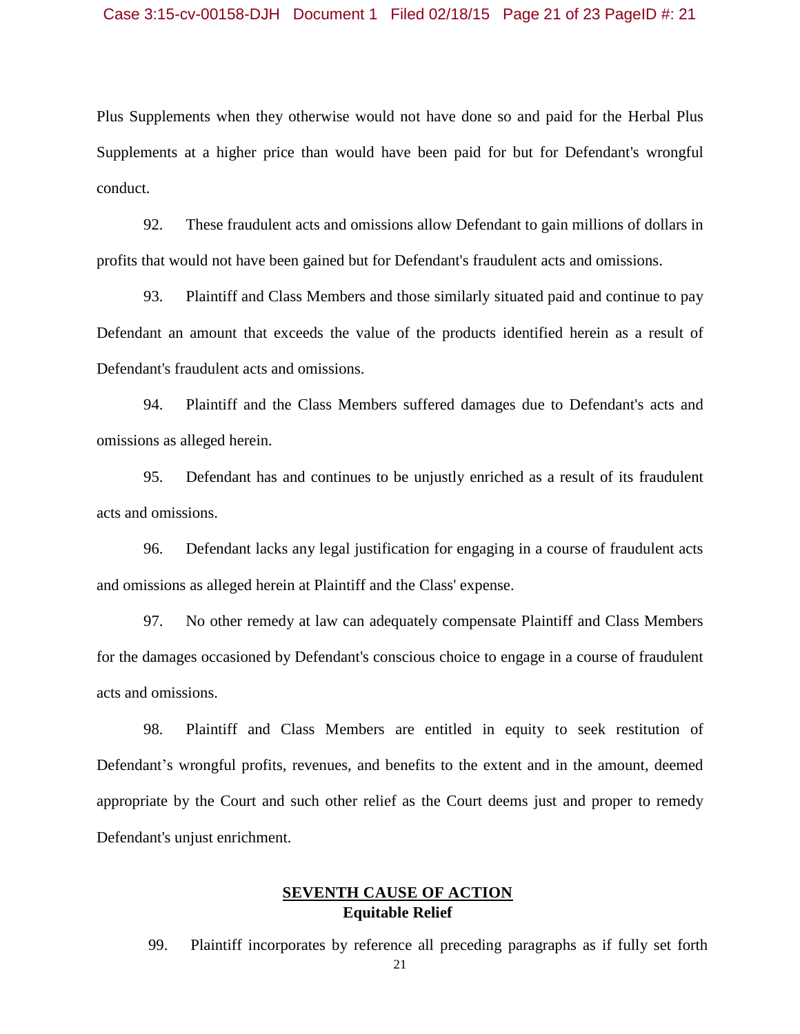Plus Supplements when they otherwise would not have done so and paid for the Herbal Plus Supplements at a higher price than would have been paid for but for Defendant's wrongful conduct.

92. These fraudulent acts and omissions allow Defendant to gain millions of dollars in profits that would not have been gained but for Defendant's fraudulent acts and omissions.

93. Plaintiff and Class Members and those similarly situated paid and continue to pay Defendant an amount that exceeds the value of the products identified herein as a result of Defendant's fraudulent acts and omissions.

94. Plaintiff and the Class Members suffered damages due to Defendant's acts and omissions as alleged herein.

95. Defendant has and continues to be unjustly enriched as a result of its fraudulent acts and omissions.

96. Defendant lacks any legal justification for engaging in a course of fraudulent acts and omissions as alleged herein at Plaintiff and the Class' expense.

97. No other remedy at law can adequately compensate Plaintiff and Class Members for the damages occasioned by Defendant's conscious choice to engage in a course of fraudulent acts and omissions.

98. Plaintiff and Class Members are entitled in equity to seek restitution of Defendant's wrongful profits, revenues, and benefits to the extent and in the amount, deemed appropriate by the Court and such other relief as the Court deems just and proper to remedy Defendant's unjust enrichment.

## SEVENTH CAUSE OF ACTION
**Equitable Relief**

99. Plaintiff incorporates by reference all preceding paragraphs as if fully set forth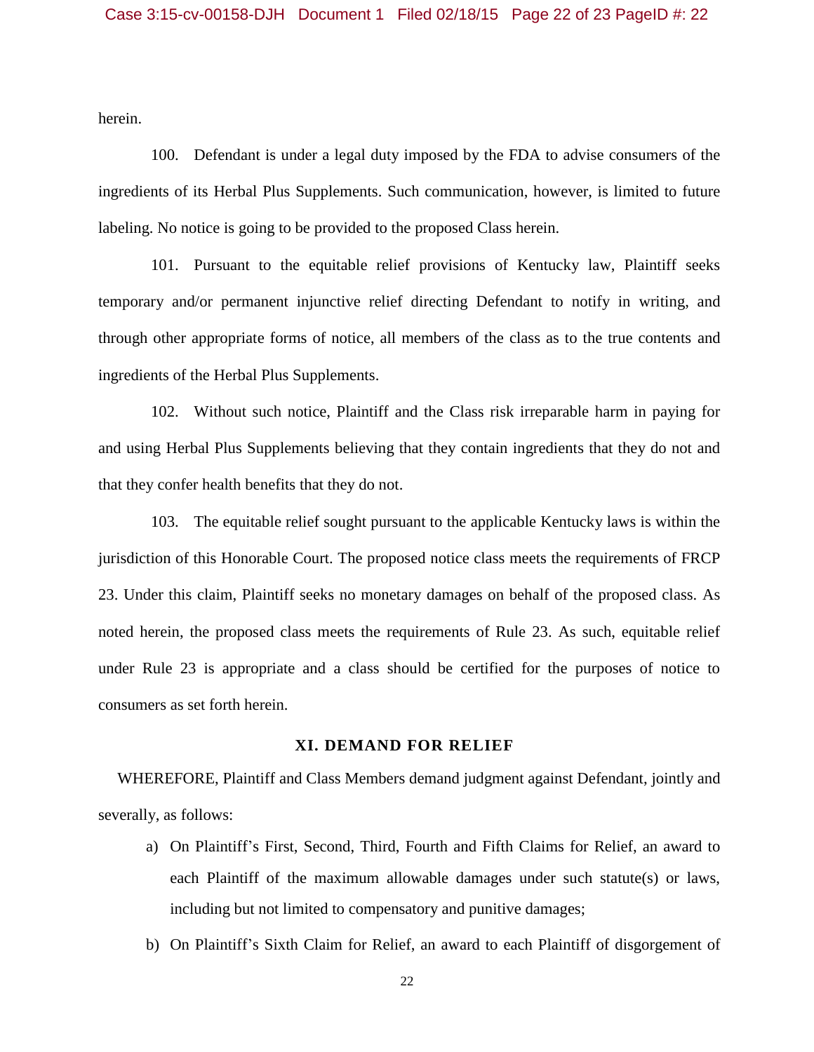herein.

100. Defendant is under a legal duty imposed by the FDA to advise consumers of the ingredients of its Herbal Plus Supplements. Such communication, however, is limited to future labeling. No notice is going to be provided to the proposed Class herein.

101. Pursuant to the equitable relief provisions of Kentucky law, Plaintiff seeks temporary and/or permanent injunctive relief directing Defendant to notify in writing, and through other appropriate forms of notice, all members of the class as to the true contents and ingredients of the Herbal Plus Supplements.

102. Without such notice, Plaintiff and the Class risk irreparable harm in paying for and using Herbal Plus Supplements believing that they contain ingredients that they do not and that they confer health benefits that they do not.

103. The equitable relief sought pursuant to the applicable Kentucky laws is within the jurisdiction of this Honorable Court. The proposed notice class meets the requirements of FRCP 23. Under this claim, Plaintiff seeks no monetary damages on behalf of the proposed class. As noted herein, the proposed class meets the requirements of Rule 23. As such, equitable relief under Rule 23 is appropriate and a class should be certified for the purposes of notice to consumers as set forth herein.

## XI. DEMAND FOR RELIEF

WHEREFORE, Plaintiff and Class Members demand judgment against Defendant, jointly and severally, as follows:

a) On Plaintiff's First, Second, Third, Fourth and Fifth Claims for Relief, an award to each Plaintiff of the maximum allowable damages under such statute(s) or laws, including but not limited to compensatory and punitive damages;

b) On Plaintiff's Sixth Claim for Relief, an award to each Plaintiff of disgorgement of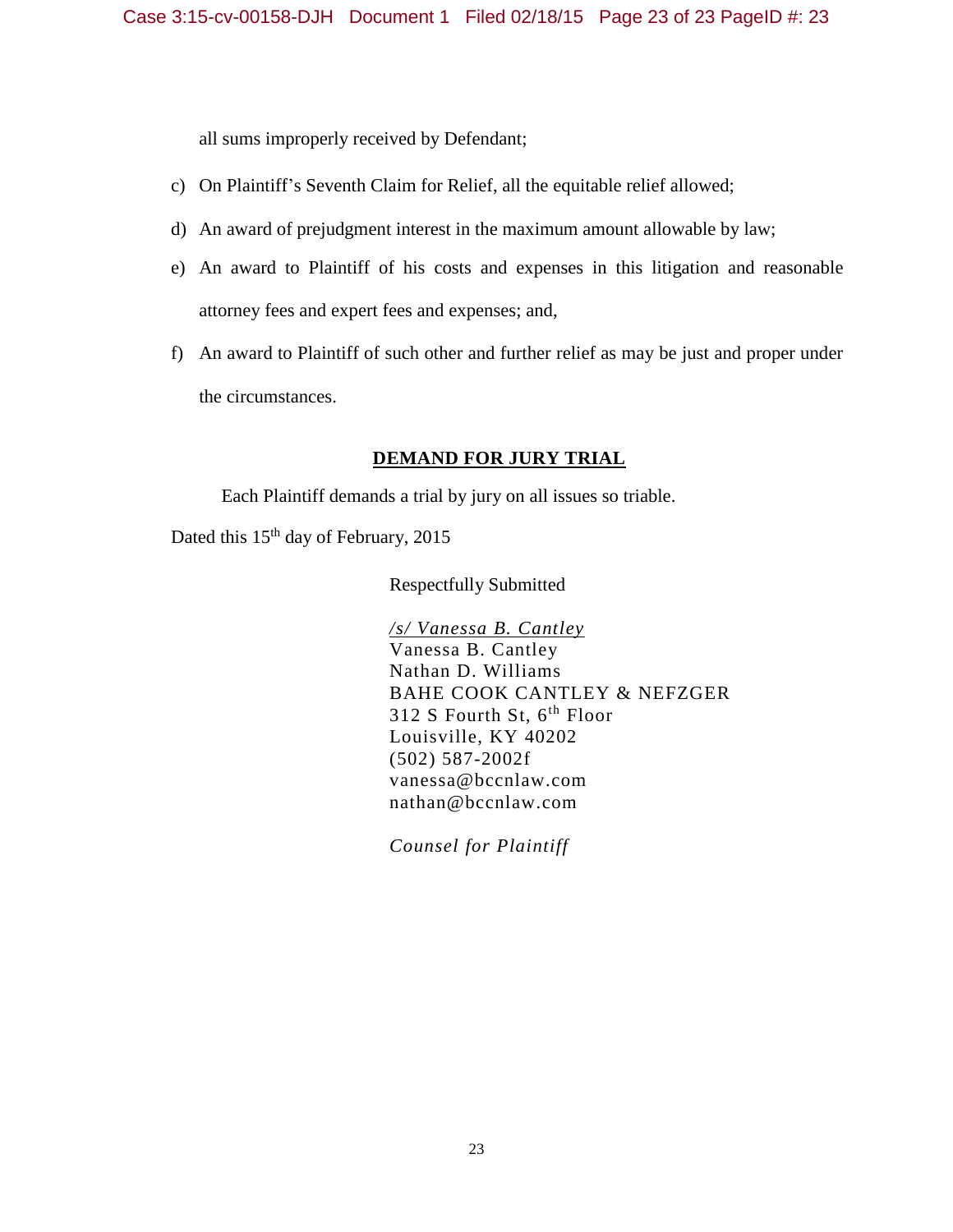all sums improperly received by Defendant;

c) On Plaintiff's Seventh Claim for Relief, all the equitable relief allowed;

d) An award of prejudgment interest in the maximum amount allowable by law;

e) An award to Plaintiff of his costs and expenses in this litigation and reasonable attorney fees and expert fees and expenses; and,

f) An award to Plaintiff of such other and further relief as may be just and proper under the circumstances.

## DEMAND FOR JURY TRIAL

Each Plaintiff demands a trial by jury on all issues so triable.

Dated this 15th day of February, 2015

Respectfully Submitted

*/s/ Vanessa B. Cantley*
Vanessa B. Cantley
Nathan D. Williams
BAHE COOK CANTLEY & NEFZGER
312 S Fourth St, 6th Floor
Louisville, KY 40202
(502) 587-2002f
vanessa@bccnlaw.com
nathan@bccnlaw.com

*Counsel for Plaintiff*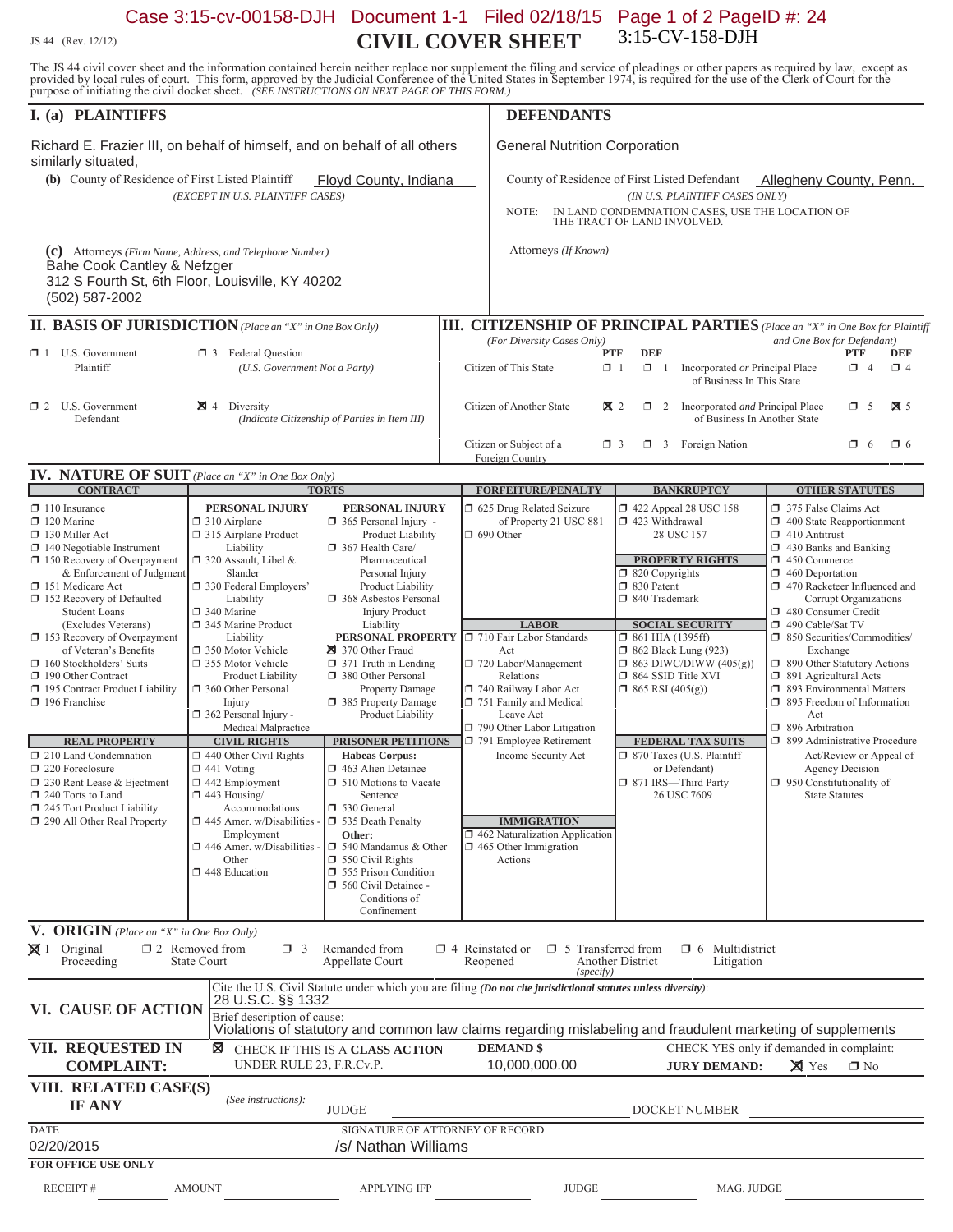Case 3:15-cv-00158-DJH Document 1-1 Filed 02/18/15 Page 1 of 2 PageID #: 24

JS 44 (Rev. 12/12)

# CIVIL COVER SHEET

3:15-CV-158-DJH

The JS 44 civil cover sheet and the information contained herein neither replace nor supplement the filing and service of pleadings or other papers as required by law, except as provided by local rules of court. This form, approved by the Judicial Conference of the United States in September 1974, is required for the use of the Clerk of Court for the purpose of initiating the civil docket sheet. *(SEE INSTRUCTIONS ON NEXT PAGE OF THIS FORM.)*

## I. (a) PLAINTIFFS

Richard E. Frazier III, on behalf of himself, and on behalf of all others similarly situated,

**(b)** County of Residence of First Listed Plaintiff: Floyd County, Indiana
*(EXCEPT IN U.S. PLAINTIFF CASES)*

**(c)** Attorneys *(Firm Name, Address, and Telephone Number)*
Bahe Cook Cantley & Nefzger
312 S Fourth St, 6th Floor, Louisville, KY 40202
(502) 587-2002

## DEFENDANTS

General Nutrition Corporation

County of Residence of First Listed Defendant: Allegheny County, Penn.
*(IN U.S. PLAINTIFF CASES ONLY)*

NOTE: IN LAND CONDEMNATION CASES, USE THE LOCATION OF THE TRACT OF LAND INVOLVED.

Attorneys *(If Known)*

## II. BASIS OF JURISDICTION *(Place an "X" in One Box Only)*

- ☐ 1 U.S. Government Plaintiff
- ☐ 3 Federal Question *(U.S. Government Not a Party)*
- ☐ 2 U.S. Government Defendant
- ☒ 4 Diversity *(Indicate Citizenship of Parties in Item III)*

## III. CITIZENSHIP OF PRINCIPAL PARTIES *(Place an "X" in One Box for Plaintiff and One Box for Defendant)* *(For Diversity Cases Only)*

| | PTF | DEF | | PTF | DEF |
|---|---|---|---|---|---|
| Citizen of This State | ☐ 1 | ☐ 1 | Incorporated *or* Principal Place of Business In This State | ☐ 4 | ☐ 4 |
| Citizen of Another State | ☒ 2 | ☐ 2 | Incorporated *and* Principal Place of Business In Another State | ☐ 5 | ☒ 5 |
| Citizen or Subject of a Foreign Country | ☐ 3 | ☐ 3 | Foreign Nation | ☐ 6 | ☐ 6 |

## IV. NATURE OF SUIT *(Place an "X" in One Box Only)*

**CONTRACT**
- ☐ 110 Insurance
- ☐ 120 Marine
- ☐ 130 Miller Act
- ☐ 140 Negotiable Instrument
- ☐ 150 Recovery of Overpayment & Enforcement of Judgment
- ☐ 151 Medicare Act
- ☐ 152 Recovery of Defaulted Student Loans (Excludes Veterans)
- ☐ 153 Recovery of Overpayment of Veteran's Benefits
- ☐ 160 Stockholders' Suits
- ☐ 190 Other Contract
- ☐ 195 Contract Product Liability
- ☐ 196 Franchise

**REAL PROPERTY**
- ☐ 210 Land Condemnation
- ☐ 220 Foreclosure
- ☐ 230 Rent Lease & Ejectment
- ☐ 240 Torts to Land
- ☐ 245 Tort Product Liability
- ☐ 290 All Other Real Property

**TORTS — PERSONAL INJURY**
- ☐ 310 Airplane
- ☐ 315 Airplane Product Liability
- ☐ 320 Assault, Libel & Slander
- ☐ 330 Federal Employers' Liability
- ☐ 340 Marine
- ☐ 345 Marine Product Liability
- ☐ 350 Motor Vehicle
- ☐ 355 Motor Vehicle Product Liability
- ☐ 360 Other Personal Injury
- ☐ 362 Personal Injury - Medical Malpractice

**TORTS — PERSONAL INJURY**
- ☐ 365 Personal Injury - Product Liability
- ☐ 367 Health Care/ Pharmaceutical Personal Injury Product Liability
- ☐ 368 Asbestos Personal Injury Product Liability

**PERSONAL PROPERTY**
- ☒ 370 Other Fraud
- ☐ 371 Truth in Lending
- ☐ 380 Other Personal Property Damage
- ☐ 385 Property Damage Product Liability

**CIVIL RIGHTS**
- ☐ 440 Other Civil Rights
- ☐ 441 Voting
- ☐ 442 Employment
- ☐ 443 Housing/ Accommodations
- ☐ 445 Amer. w/Disabilities - Employment
- ☐ 446 Amer. w/Disabilities - Other
- ☐ 448 Education

**PRISONER PETITIONS**
Habeas Corpus:
- ☐ 463 Alien Detainee
- ☐ 510 Motions to Vacate Sentence
- ☐ 530 General
- ☐ 535 Death Penalty

Other:
- ☐ 540 Mandamus & Other
- ☐ 550 Civil Rights
- ☐ 555 Prison Condition
- ☐ 560 Civil Detainee - Conditions of Confinement

**FORFEITURE/PENALTY**
- ☐ 625 Drug Related Seizure of Property 21 USC 881
- ☐ 690 Other

**LABOR**
- ☐ 710 Fair Labor Standards Act
- ☐ 720 Labor/Management Relations
- ☐ 740 Railway Labor Act
- ☐ 751 Family and Medical Leave Act
- ☐ 790 Other Labor Litigation
- ☐ 791 Employee Retirement Income Security Act

**IMMIGRATION**
- ☐ 462 Naturalization Application
- ☐ 465 Other Immigration Actions

**BANKRUPTCY**
- ☐ 422 Appeal 28 USC 158
- ☐ 423 Withdrawal 28 USC 157

**PROPERTY RIGHTS**
- ☐ 820 Copyrights
- ☐ 830 Patent
- ☐ 840 Trademark

**SOCIAL SECURITY**
- ☐ 861 HIA (1395ff)
- ☐ 862 Black Lung (923)
- ☐ 863 DIWC/DIWW (405(g))
- ☐ 864 SSID Title XVI
- ☐ 865 RSI (405(g))

**FEDERAL TAX SUITS**
- ☐ 870 Taxes (U.S. Plaintiff or Defendant)
- ☐ 871 IRS—Third Party 26 USC 7609

**OTHER STATUTES**
- ☐ 375 False Claims Act
- ☐ 400 State Reapportionment
- ☐ 410 Antitrust
- ☐ 430 Banks and Banking
- ☐ 450 Commerce
- ☐ 460 Deportation
- ☐ 470 Racketeer Influenced and Corrupt Organizations
- ☐ 480 Consumer Credit
- ☐ 490 Cable/Sat TV
- ☐ 850 Securities/Commodities/ Exchange
- ☐ 890 Other Statutory Actions
- ☐ 891 Agricultural Acts
- ☐ 893 Environmental Matters
- ☐ 895 Freedom of Information Act
- ☐ 896 Arbitration
- ☐ 899 Administrative Procedure Act/Review or Appeal of Agency Decision
- ☐ 950 Constitutionality of State Statutes

## V. ORIGIN *(Place an "X" in One Box Only)*

- ☒ 1 Original Proceeding
- ☐ 2 Removed from State Court
- ☐ 3 Remanded from Appellate Court
- ☐ 4 Reinstated or Reopened
- ☐ 5 Transferred from Another District *(specify)*
- ☐ 6 Multidistrict Litigation

## VI. CAUSE OF ACTION

Cite the U.S. Civil Statute under which you are filing *(Do not cite jurisdictional statutes unless diversity)*:
28 U.S.C. §§ 1332

Brief description of cause:
Violations of statutory and common law claims regarding mislabeling and fraudulent marketing of supplements

## VII. REQUESTED IN COMPLAINT:

☒ CHECK IF THIS IS A **CLASS ACTION** UNDER RULE 23, F.R.Cv.P.

**DEMAND $** 10,000,000.00

CHECK YES only if demanded in complaint:
**JURY DEMAND:** ☒ Yes ☐ No

## VIII. RELATED CASE(S) IF ANY

*(See instructions):*

JUDGE ______ DOCKET NUMBER ______

DATE: 02/20/2015

SIGNATURE OF ATTORNEY OF RECORD: /s/ Nathan Williams

**FOR OFFICE USE ONLY**

RECEIPT # ______ AMOUNT ______ APPLYING IFP ______ JUDGE ______ MAG. JUDGE ______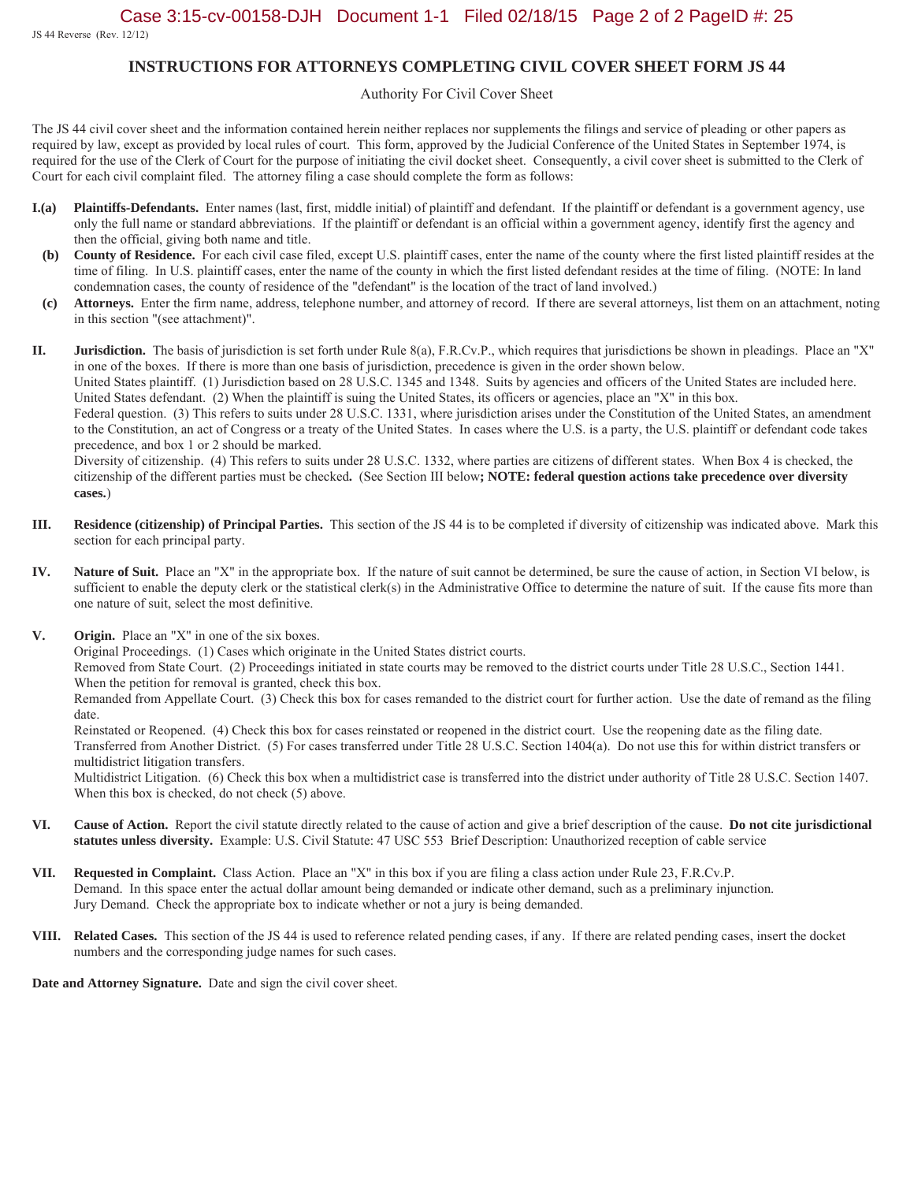JS 44 Reverse (Rev. 12/12)

# INSTRUCTIONS FOR ATTORNEYS COMPLETING CIVIL COVER SHEET FORM JS 44

Authority For Civil Cover Sheet

The JS 44 civil cover sheet and the information contained herein neither replaces nor supplements the filings and service of pleading or other papers as required by law, except as provided by local rules of court. This form, approved by the Judicial Conference of the United States in September 1974, is required for the use of the Clerk of Court for the purpose of initiating the civil docket sheet. Consequently, a civil cover sheet is submitted to the Clerk of Court for each civil complaint filed. The attorney filing a case should complete the form as follows:

**I.(a)** **Plaintiffs-Defendants.** Enter names (last, first, middle initial) of plaintiff and defendant. If the plaintiff or defendant is a government agency, use only the full name or standard abbreviations. If the plaintiff or defendant is an official within a government agency, identify first the agency and then the official, giving both name and title.

**(b)** **County of Residence.** For each civil case filed, except U.S. plaintiff cases, enter the name of the county where the first listed plaintiff resides at the time of filing. In U.S. plaintiff cases, enter the name of the county in which the first listed defendant resides at the time of filing. (NOTE: In land condemnation cases, the county of residence of the "defendant" is the location of the tract of land involved.)

**(c)** **Attorneys.** Enter the firm name, address, telephone number, and attorney of record. If there are several attorneys, list them on an attachment, noting in this section "(see attachment)".

**II.** **Jurisdiction.** The basis of jurisdiction is set forth under Rule 8(a), F.R.Cv.P., which requires that jurisdictions be shown in pleadings. Place an "X" in one of the boxes. If there is more than one basis of jurisdiction, precedence is given in the order shown below.
United States plaintiff. (1) Jurisdiction based on 28 U.S.C. 1345 and 1348. Suits by agencies and officers of the United States are included here.
United States defendant. (2) When the plaintiff is suing the United States, its officers or agencies, place an "X" in this box.
Federal question. (3) This refers to suits under 28 U.S.C. 1331, where jurisdiction arises under the Constitution of the United States, an amendment to the Constitution, an act of Congress or a treaty of the United States. In cases where the U.S. is a party, the U.S. plaintiff or defendant code takes precedence, and box 1 or 2 should be marked.
Diversity of citizenship. (4) This refers to suits under 28 U.S.C. 1332, where parties are citizens of different states. When Box 4 is checked, the citizenship of the different parties must be checked**.** (See Section III below**; NOTE: federal question actions take precedence over diversity cases.**)

**III.** **Residence (citizenship) of Principal Parties.** This section of the JS 44 is to be completed if diversity of citizenship was indicated above. Mark this section for each principal party.

**IV.** **Nature of Suit.** Place an "X" in the appropriate box. If the nature of suit cannot be determined, be sure the cause of action, in Section VI below, is sufficient to enable the deputy clerk or the statistical clerk(s) in the Administrative Office to determine the nature of suit. If the cause fits more than one nature of suit, select the most definitive.

**V.** **Origin.** Place an "X" in one of the six boxes.
Original Proceedings. (1) Cases which originate in the United States district courts.
Removed from State Court. (2) Proceedings initiated in state courts may be removed to the district courts under Title 28 U.S.C., Section 1441. When the petition for removal is granted, check this box.
Remanded from Appellate Court. (3) Check this box for cases remanded to the district court for further action. Use the date of remand as the filing date.
Reinstated or Reopened. (4) Check this box for cases reinstated or reopened in the district court. Use the reopening date as the filing date.
Transferred from Another District. (5) For cases transferred under Title 28 U.S.C. Section 1404(a). Do not use this for within district transfers or multidistrict litigation transfers.
Multidistrict Litigation. (6) Check this box when a multidistrict case is transferred into the district under authority of Title 28 U.S.C. Section 1407. When this box is checked, do not check (5) above.

**VI.** **Cause of Action.** Report the civil statute directly related to the cause of action and give a brief description of the cause. **Do not cite jurisdictional statutes unless diversity.** Example: U.S. Civil Statute: 47 USC 553 Brief Description: Unauthorized reception of cable service

**VII.** **Requested in Complaint.** Class Action. Place an "X" in this box if you are filing a class action under Rule 23, F.R.Cv.P.
Demand. In this space enter the actual dollar amount being demanded or indicate other demand, such as a preliminary injunction.
Jury Demand. Check the appropriate box to indicate whether or not a jury is being demanded.

**VIII.** **Related Cases.** This section of the JS 44 is used to reference related pending cases, if any. If there are related pending cases, insert the docket numbers and the corresponding judge names for such cases.

**Date and Attorney Signature.** Date and sign the civil cover sheet.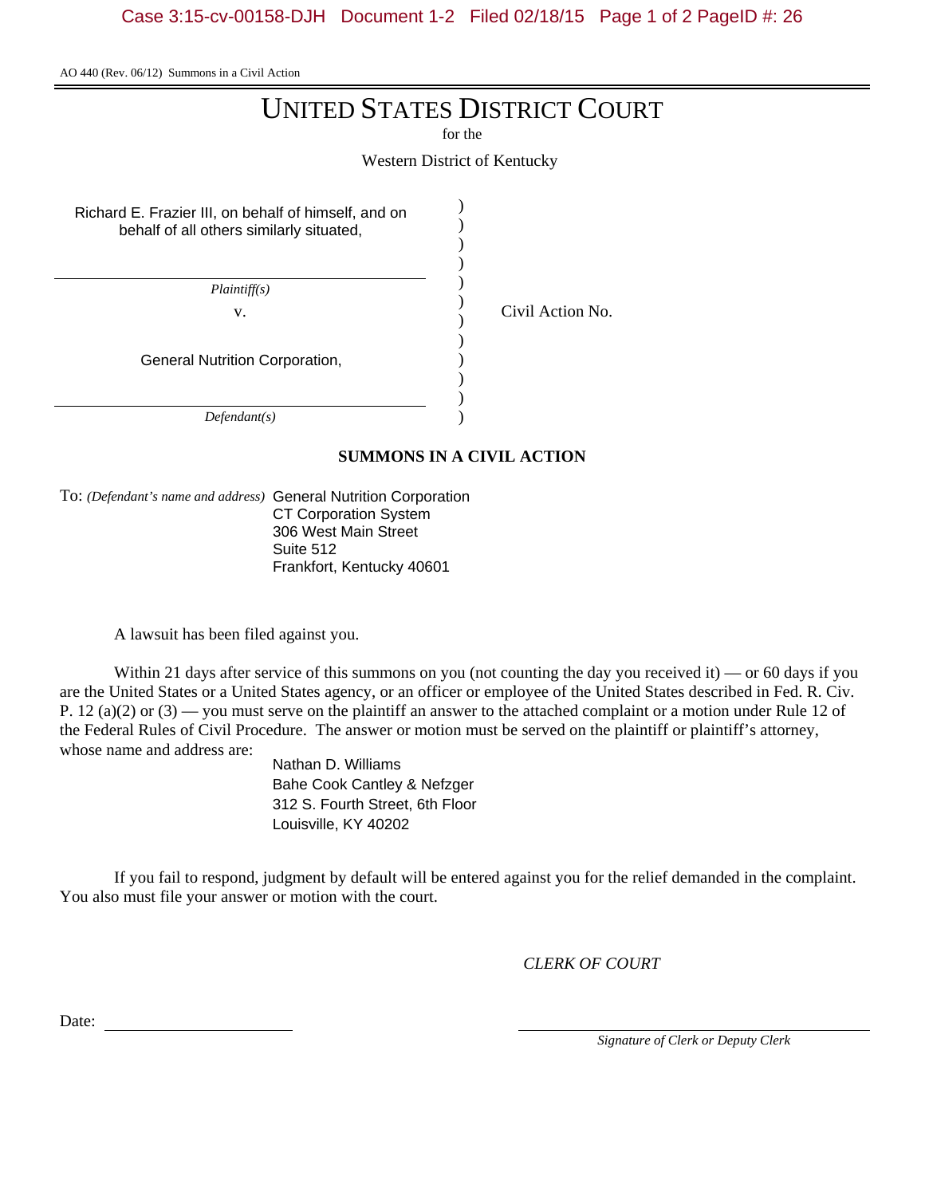AO 440 (Rev. 06/12) Summons in a Civil Action

# UNITED STATES DISTRICT COURT

for the

Western District of Kentucky

| | | |
|---|---|---|
| Richard E. Frazier III, on behalf of himself, and on behalf of all others similarly situated, | ) | |
| *Plaintiff(s)* | ) | |
| v. | ) | Civil Action No. |
| General Nutrition Corporation, | ) | |
| *Defendant(s)* | ) | |

## SUMMONS IN A CIVIL ACTION

To: *(Defendant's name and address)* General Nutrition Corporation
CT Corporation System
306 West Main Street
Suite 512
Frankfort, Kentucky 40601

A lawsuit has been filed against you.

Within 21 days after service of this summons on you (not counting the day you received it) — or 60 days if you are the United States or a United States agency, or an officer or employee of the United States described in Fed. R. Civ. P. 12 (a)(2) or (3) — you must serve on the plaintiff an answer to the attached complaint or a motion under Rule 12 of the Federal Rules of Civil Procedure. The answer or motion must be served on the plaintiff or plaintiff's attorney, whose name and address are:

Nathan D. Williams
Bahe Cook Cantley & Nefzger
312 S. Fourth Street, 6th Floor
Louisville, KY 40202

If you fail to respond, judgment by default will be entered against you for the relief demanded in the complaint. You also must file your answer or motion with the court.

*CLERK OF COURT*

Date: ____________________

____________________
*Signature of Clerk or Deputy Clerk*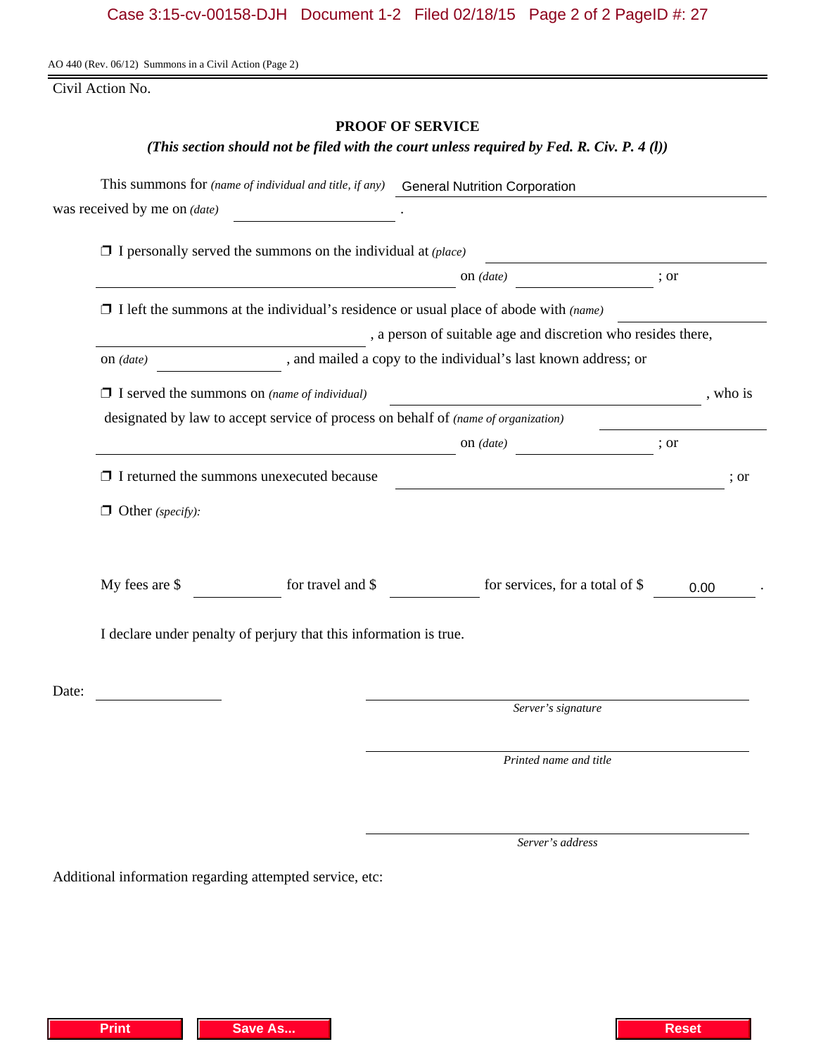AO 440 (Rev. 06/12) Summons in a Civil Action (Page 2)

Civil Action No.

## PROOF OF SERVICE

***(This section should not be filed with the court unless required by Fed. R. Civ. P. 4 (l))***

This summons for *(name of individual and title, if any)* General Nutrition Corporation

was received by me on *(date)* ______________ .

❒ I personally served the summons on the individual at *(place)* ______________ on *(date)* ______________ ; or

❒ I left the summons at the individual's residence or usual place of abode with *(name)* ______________ , a person of suitable age and discretion who resides there, on *(date)* ______________ , and mailed a copy to the individual's last known address; or

❒ I served the summons on *(name of individual)* ______________ , who is designated by law to accept service of process on behalf of *(name of organization)* ______________ on *(date)* ______________ ; or

❒ I returned the summons unexecuted because ______________ ; or

❒ Other *(specify)*:

My fees are $ ______ for travel and $ ______ for services, for a total of $ 0.00 .

I declare under penalty of perjury that this information is true.

Date: ______________

______________
*Server's signature*

______________
*Printed name and title*

______________
*Server's address*

Additional information regarding attempted service, etc:

Print | Save As... | Reset